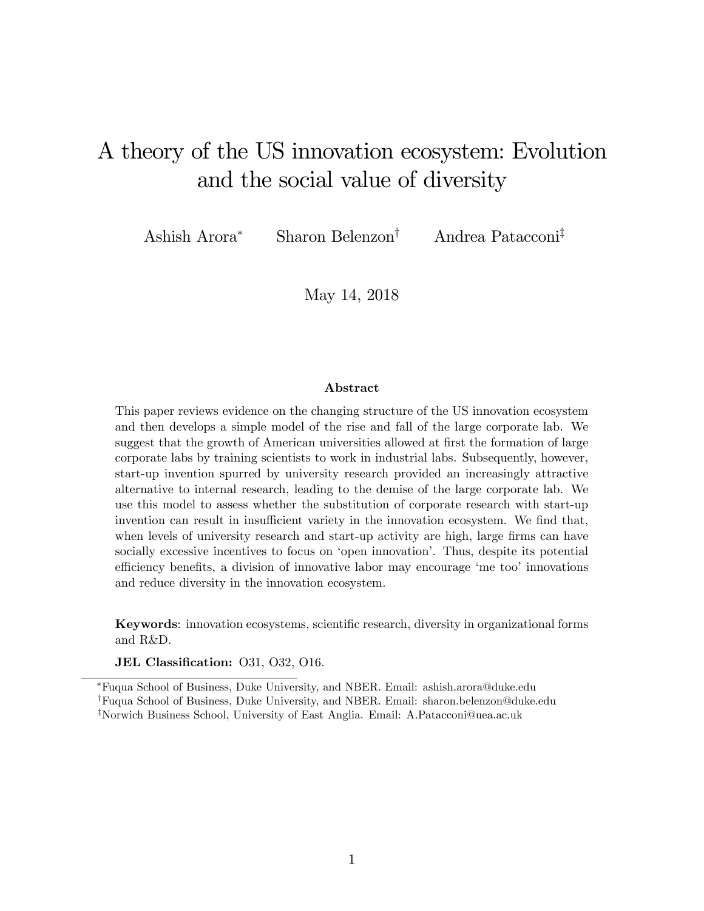# A theory of the US innovation ecosystem: Evolution and the social value of diversity

Ashish Arora[*] Sharon Belenzon[†] Andrea Patacconi[‡]

May 14, 2018

**Abstract**

This paper reviews evidence on the changing structure of the US innovation ecosystem and then develops a simple model of the rise and fall of the large corporate lab. We suggest that the growth of American universities allowed at first the formation of large corporate labs by training scientists to work in industrial labs. Subsequently, however, start-up invention spurred by university research provided an increasingly attractive alternative to internal research, leading to the demise of the large corporate lab. We use this model to assess whether the substitution of corporate research with start-up invention can result in insufficient variety in the innovation ecosystem. We find that, when levels of university research and start-up activity are high, large firms can have socially excessive incentives to focus on 'open innovation'. Thus, despite its potential efficiency benefits, a division of innovative labor may encourage 'me too' innovations and reduce diversity in the innovation ecosystem.

**Keywords**: innovation ecosystems, scientific research, diversity in organizational forms and R&D.

**JEL Classification:** O31, O32, O16.

---

[*] Fuqua School of Business, Duke University, and NBER. Email: ashish.arora@duke.edu

[†] Fuqua School of Business, Duke University, and NBER. Email: sharon.belenzon@duke.edu

[‡] Norwich Business School, University of East Anglia. Email: A.Patacconi@uea.ac.uk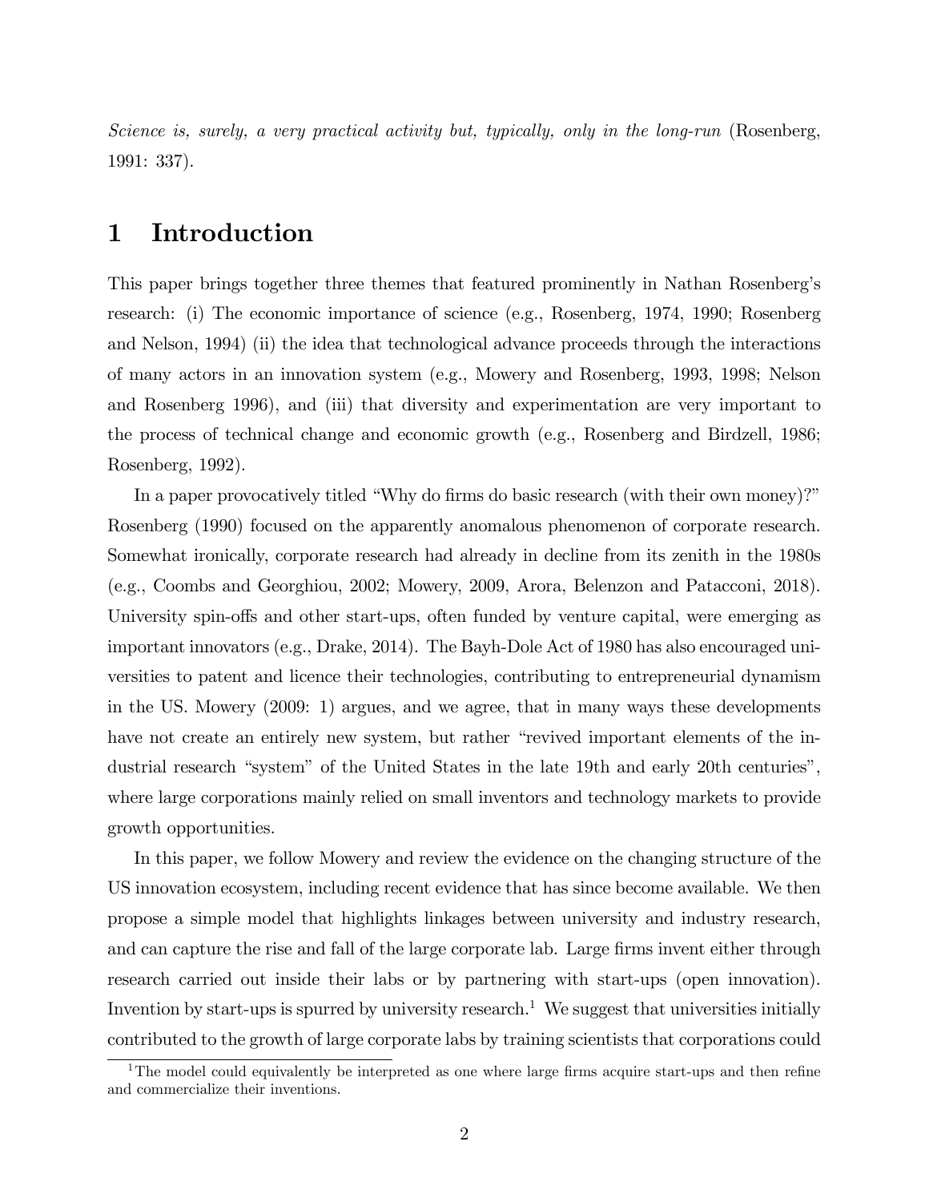*Science is, surely, a very practical activity but, typically, only in the long-run* (Rosenberg, 1991: 337).

# 1 Introduction

This paper brings together three themes that featured prominently in Nathan Rosenberg's research: (i) The economic importance of science (e.g., Rosenberg, 1974, 1990; Rosenberg and Nelson, 1994) (ii) the idea that technological advance proceeds through the interactions of many actors in an innovation system (e.g., Mowery and Rosenberg, 1993, 1998; Nelson and Rosenberg 1996), and (iii) that diversity and experimentation are very important to the process of technical change and economic growth (e.g., Rosenberg and Birdzell, 1986; Rosenberg, 1992).

In a paper provocatively titled "Why do firms do basic research (with their own money)?" Rosenberg (1990) focused on the apparently anomalous phenomenon of corporate research. Somewhat ironically, corporate research had already in decline from its zenith in the 1980s (e.g., Coombs and Georghiou, 2002; Mowery, 2009, Arora, Belenzon and Patacconi, 2018). University spin-offs and other start-ups, often funded by venture capital, were emerging as important innovators (e.g., Drake, 2014). The Bayh-Dole Act of 1980 has also encouraged universities to patent and licence their technologies, contributing to entrepreneurial dynamism in the US. Mowery (2009: 1) argues, and we agree, that in many ways these developments have not create an entirely new system, but rather "revived important elements of the industrial research "system" of the United States in the late 19th and early 20th centuries", where large corporations mainly relied on small inventors and technology markets to provide growth opportunities.

In this paper, we follow Mowery and review the evidence on the changing structure of the US innovation ecosystem, including recent evidence that has since become available. We then propose a simple model that highlights linkages between university and industry research, and can capture the rise and fall of the large corporate lab. Large firms invent either through research carried out inside their labs or by partnering with start-ups (open innovation). Invention by start-ups is spurred by university research.[1] We suggest that universities initially contributed to the growth of large corporate labs by training scientists that corporations could

[1] The model could equivalently be interpreted as one where large firms acquire start-ups and then refine and commercialize their inventions.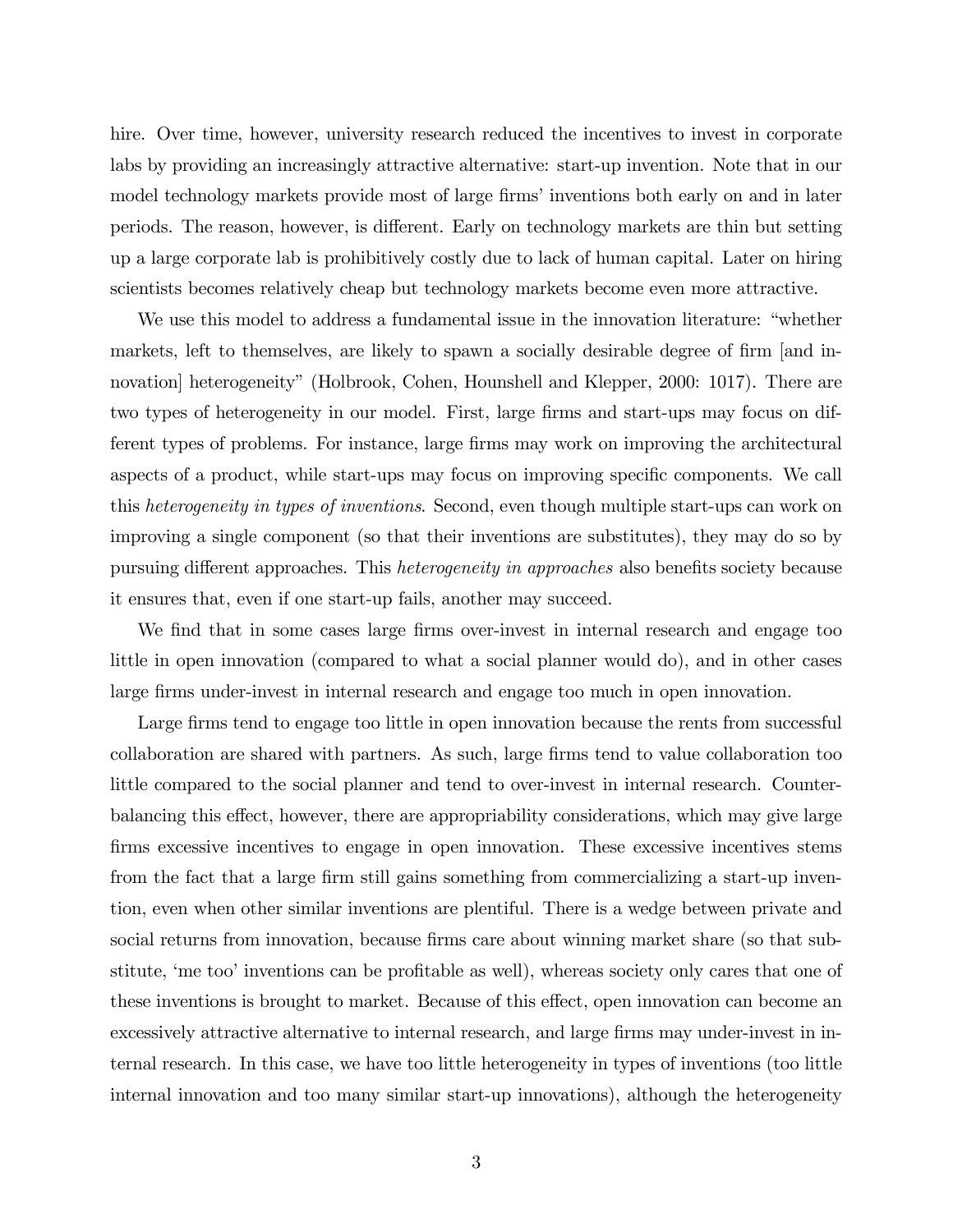hire. Over time, however, university research reduced the incentives to invest in corporate labs by providing an increasingly attractive alternative: start-up invention. Note that in our model technology markets provide most of large firms' inventions both early on and in later periods. The reason, however, is different. Early on technology markets are thin but setting up a large corporate lab is prohibitively costly due to lack of human capital. Later on hiring scientists becomes relatively cheap but technology markets become even more attractive.

We use this model to address a fundamental issue in the innovation literature: "whether markets, left to themselves, are likely to spawn a socially desirable degree of firm [and innovation] heterogeneity" (Holbrook, Cohen, Hounshell and Klepper, 2000: 1017). There are two types of heterogeneity in our model. First, large firms and start-ups may focus on different types of problems. For instance, large firms may work on improving the architectural aspects of a product, while start-ups may focus on improving specific components. We call this *heterogeneity in types of inventions*. Second, even though multiple start-ups can work on improving a single component (so that their inventions are substitutes), they may do so by pursuing different approaches. This *heterogeneity in approaches* also benefits society because it ensures that, even if one start-up fails, another may succeed.

We find that in some cases large firms over-invest in internal research and engage too little in open innovation (compared to what a social planner would do), and in other cases large firms under-invest in internal research and engage too much in open innovation.

Large firms tend to engage too little in open innovation because the rents from successful collaboration are shared with partners. As such, large firms tend to value collaboration too little compared to the social planner and tend to over-invest in internal research. Counterbalancing this effect, however, there are appropriability considerations, which may give large firms excessive incentives to engage in open innovation. These excessive incentives stems from the fact that a large firm still gains something from commercializing a start-up invention, even when other similar inventions are plentiful. There is a wedge between private and social returns from innovation, because firms care about winning market share (so that substitute, 'me too' inventions can be profitable as well), whereas society only cares that one of these inventions is brought to market. Because of this effect, open innovation can become an excessively attractive alternative to internal research, and large firms may under-invest in internal research. In this case, we have too little heterogeneity in types of inventions (too little internal innovation and too many similar start-up innovations), although the heterogeneity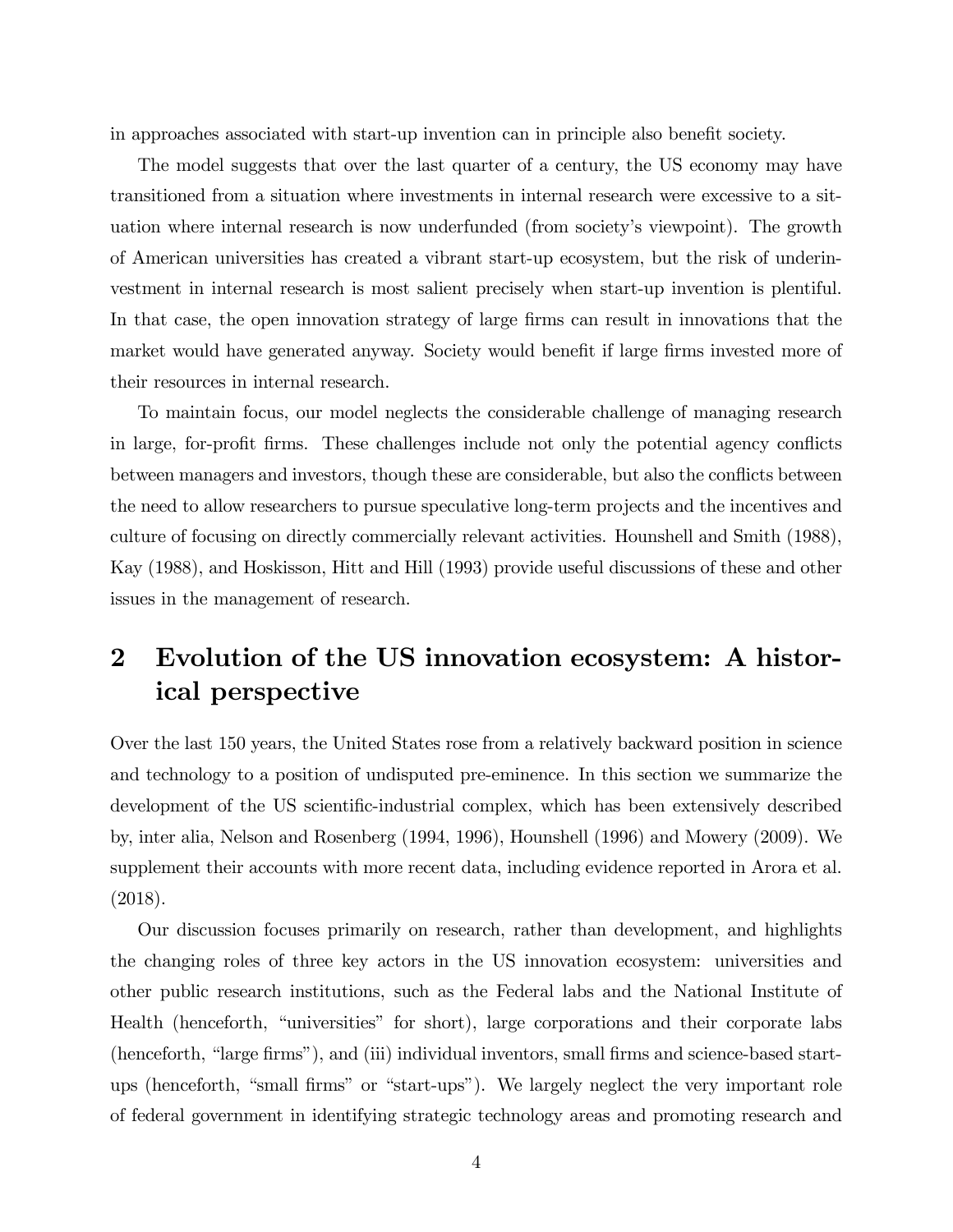in approaches associated with start-up invention can in principle also benefit society.

The model suggests that over the last quarter of a century, the US economy may have transitioned from a situation where investments in internal research were excessive to a situation where internal research is now underfunded (from society's viewpoint). The growth of American universities has created a vibrant start-up ecosystem, but the risk of underinvestment in internal research is most salient precisely when start-up invention is plentiful. In that case, the open innovation strategy of large firms can result in innovations that the market would have generated anyway. Society would benefit if large firms invested more of their resources in internal research.

To maintain focus, our model neglects the considerable challenge of managing research in large, for-profit firms. These challenges include not only the potential agency conflicts between managers and investors, though these are considerable, but also the conflicts between the need to allow researchers to pursue speculative long-term projects and the incentives and culture of focusing on directly commercially relevant activities. Hounshell and Smith (1988), Kay (1988), and Hoskisson, Hitt and Hill (1993) provide useful discussions of these and other issues in the management of research.

## 2 Evolution of the US innovation ecosystem: A historical perspective

Over the last 150 years, the United States rose from a relatively backward position in science and technology to a position of undisputed pre-eminence. In this section we summarize the development of the US scientific-industrial complex, which has been extensively described by, inter alia, Nelson and Rosenberg (1994, 1996), Hounshell (1996) and Mowery (2009). We supplement their accounts with more recent data, including evidence reported in Arora et al. (2018).

Our discussion focuses primarily on research, rather than development, and highlights the changing roles of three key actors in the US innovation ecosystem: universities and other public research institutions, such as the Federal labs and the National Institute of Health (henceforth, "universities" for short), large corporations and their corporate labs (henceforth, "large firms"), and (iii) individual inventors, small firms and science-based start-ups (henceforth, "small firms" or "start-ups"). We largely neglect the very important role of federal government in identifying strategic technology areas and promoting research and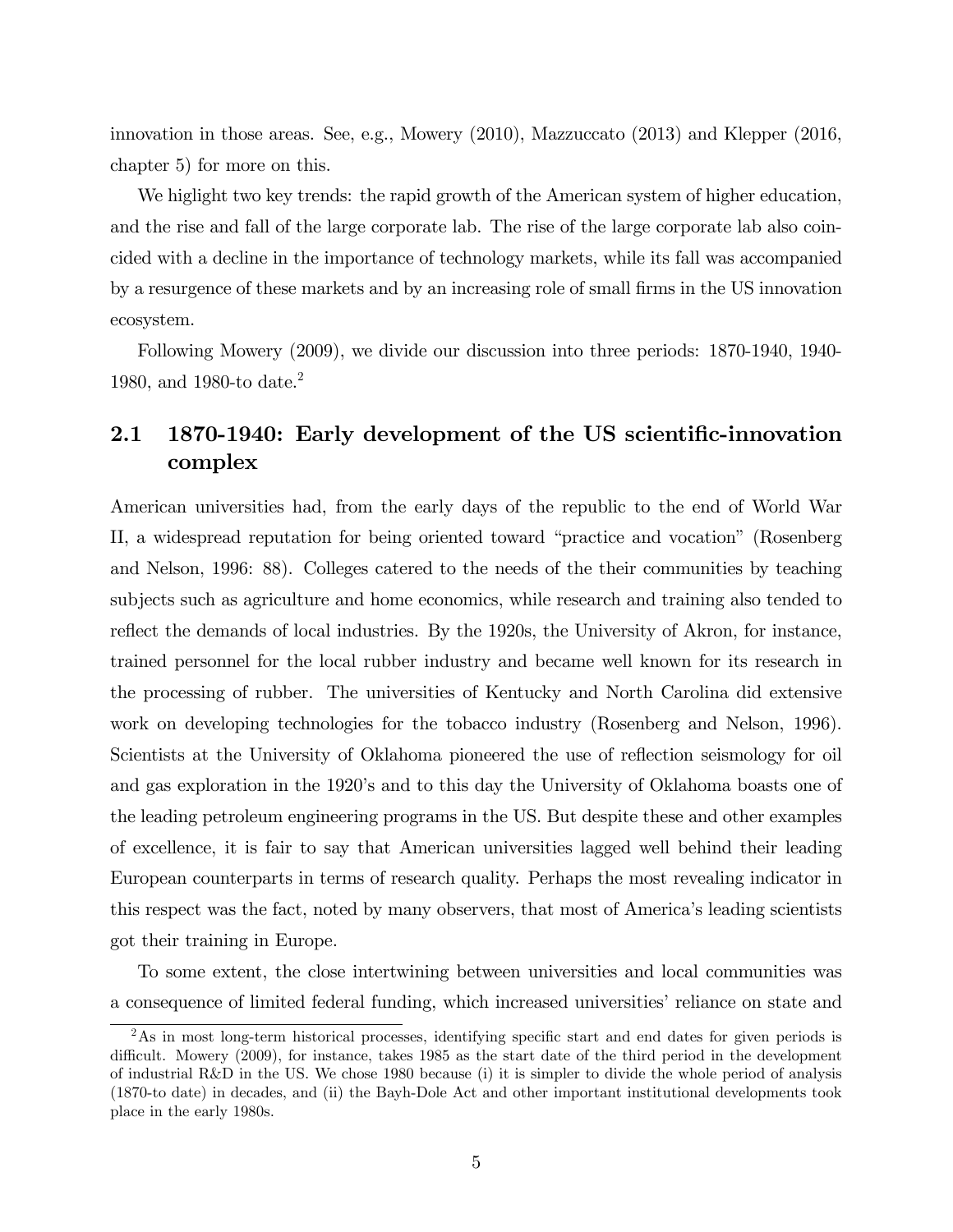innovation in those areas. See, e.g., Mowery (2010), Mazzuccato (2013) and Klepper (2016, chapter 5) for more on this.

We higlight two key trends: the rapid growth of the American system of higher education, and the rise and fall of the large corporate lab. The rise of the large corporate lab also coincided with a decline in the importance of technology markets, while its fall was accompanied by a resurgence of these markets and by an increasing role of small firms in the US innovation ecosystem.

Following Mowery (2009), we divide our discussion into three periods: 1870-1940, 1940-1980, and 1980-to date.[2]

## 2.1 1870-1940: Early development of the US scientific-innovation complex

American universities had, from the early days of the republic to the end of World War II, a widespread reputation for being oriented toward "practice and vocation" (Rosenberg and Nelson, 1996: 88). Colleges catered to the needs of the their communities by teaching subjects such as agriculture and home economics, while research and training also tended to reflect the demands of local industries. By the 1920s, the University of Akron, for instance, trained personnel for the local rubber industry and became well known for its research in the processing of rubber. The universities of Kentucky and North Carolina did extensive work on developing technologies for the tobacco industry (Rosenberg and Nelson, 1996). Scientists at the University of Oklahoma pioneered the use of reflection seismology for oil and gas exploration in the 1920's and to this day the University of Oklahoma boasts one of the leading petroleum engineering programs in the US. But despite these and other examples of excellence, it is fair to say that American universities lagged well behind their leading European counterparts in terms of research quality. Perhaps the most revealing indicator in this respect was the fact, noted by many observers, that most of America's leading scientists got their training in Europe.

To some extent, the close intertwining between universities and local communities was a consequence of limited federal funding, which increased universities' reliance on state and

[2] As in most long-term historical processes, identifying specific start and end dates for given periods is difficult. Mowery (2009), for instance, takes 1985 as the start date of the third period in the development of industrial R&D in the US. We chose 1980 because (i) it is simpler to divide the whole period of analysis (1870-to date) in decades, and (ii) the Bayh-Dole Act and other important institutional developments took place in the early 1980s.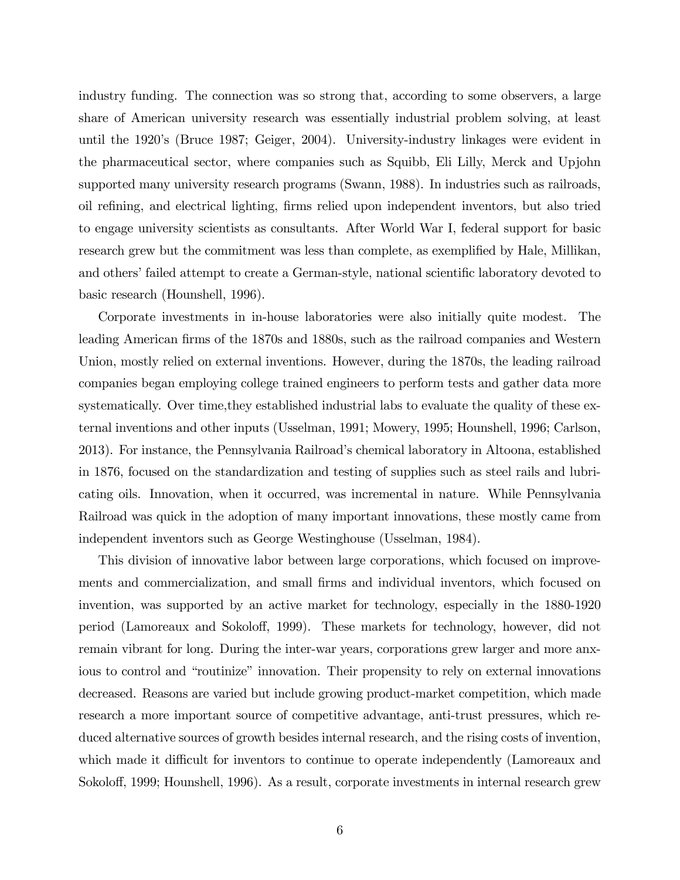industry funding. The connection was so strong that, according to some observers, a large share of American university research was essentially industrial problem solving, at least until the 1920's (Bruce 1987; Geiger, 2004). University-industry linkages were evident in the pharmaceutical sector, where companies such as Squibb, Eli Lilly, Merck and Upjohn supported many university research programs (Swann, 1988). In industries such as railroads, oil refining, and electrical lighting, firms relied upon independent inventors, but also tried to engage university scientists as consultants. After World War I, federal support for basic research grew but the commitment was less than complete, as exemplified by Hale, Millikan, and others' failed attempt to create a German-style, national scientific laboratory devoted to basic research (Hounshell, 1996).

Corporate investments in in-house laboratories were also initially quite modest. The leading American firms of the 1870s and 1880s, such as the railroad companies and Western Union, mostly relied on external inventions. However, during the 1870s, the leading railroad companies began employing college trained engineers to perform tests and gather data more systematically. Over time,they established industrial labs to evaluate the quality of these external inventions and other inputs (Usselman, 1991; Mowery, 1995; Hounshell, 1996; Carlson, 2013). For instance, the Pennsylvania Railroad's chemical laboratory in Altoona, established in 1876, focused on the standardization and testing of supplies such as steel rails and lubricating oils. Innovation, when it occurred, was incremental in nature. While Pennsylvania Railroad was quick in the adoption of many important innovations, these mostly came from independent inventors such as George Westinghouse (Usselman, 1984).

This division of innovative labor between large corporations, which focused on improvements and commercialization, and small firms and individual inventors, which focused on invention, was supported by an active market for technology, especially in the 1880-1920 period (Lamoreaux and Sokoloff, 1999). These markets for technology, however, did not remain vibrant for long. During the inter-war years, corporations grew larger and more anxious to control and "routinize" innovation. Their propensity to rely on external innovations decreased. Reasons are varied but include growing product-market competition, which made research a more important source of competitive advantage, anti-trust pressures, which reduced alternative sources of growth besides internal research, and the rising costs of invention, which made it difficult for inventors to continue to operate independently (Lamoreaux and Sokoloff, 1999; Hounshell, 1996). As a result, corporate investments in internal research grew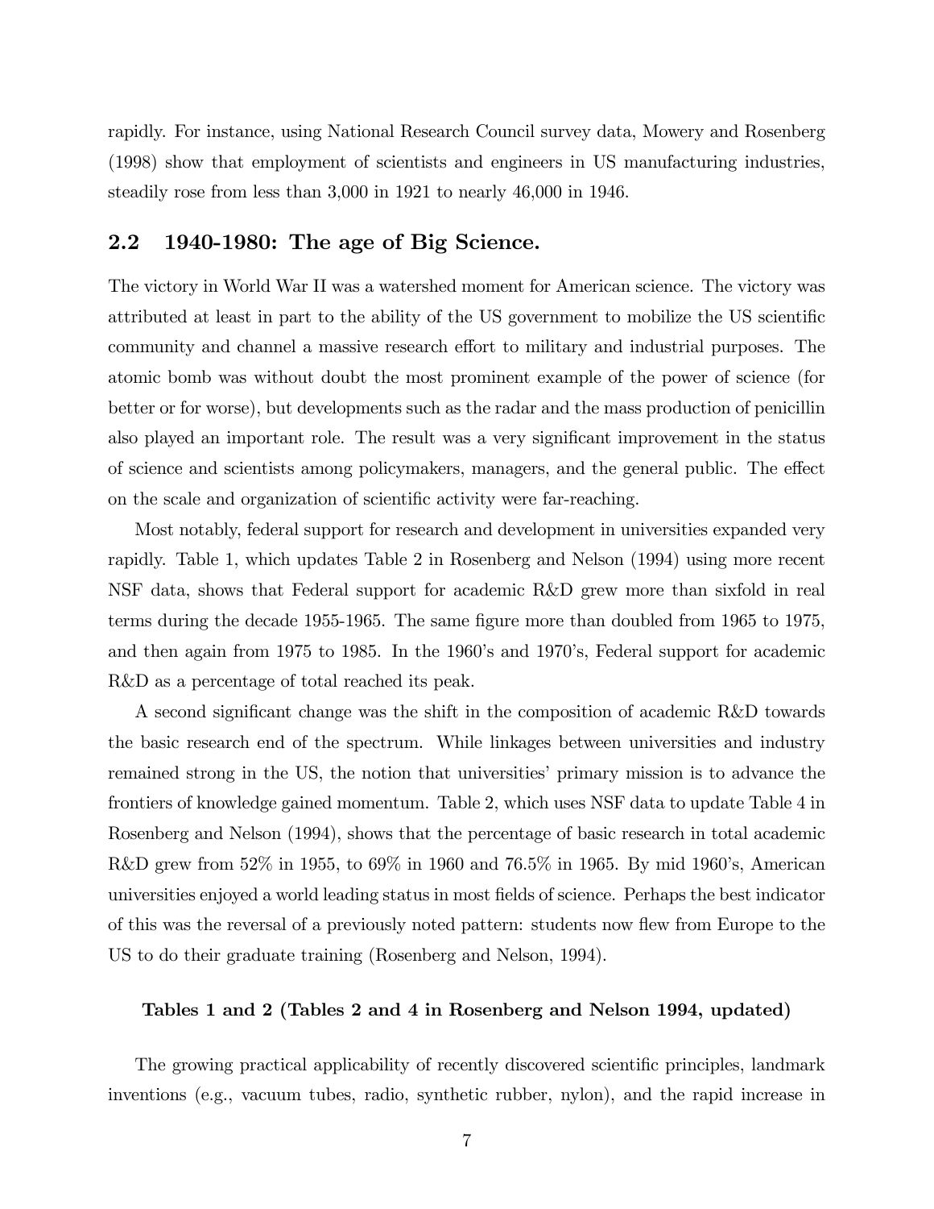rapidly. For instance, using National Research Council survey data, Mowery and Rosenberg (1998) show that employment of scientists and engineers in US manufacturing industries, steadily rose from less than 3,000 in 1921 to nearly 46,000 in 1946.

## 2.2 1940-1980: The age of Big Science.

The victory in World War II was a watershed moment for American science. The victory was attributed at least in part to the ability of the US government to mobilize the US scientific community and channel a massive research effort to military and industrial purposes. The atomic bomb was without doubt the most prominent example of the power of science (for better or for worse), but developments such as the radar and the mass production of penicillin also played an important role. The result was a very significant improvement in the status of science and scientists among policymakers, managers, and the general public. The effect on the scale and organization of scientific activity were far-reaching.

Most notably, federal support for research and development in universities expanded very rapidly. Table 1, which updates Table 2 in Rosenberg and Nelson (1994) using more recent NSF data, shows that Federal support for academic R&D grew more than sixfold in real terms during the decade 1955-1965. The same figure more than doubled from 1965 to 1975, and then again from 1975 to 1985. In the 1960's and 1970's, Federal support for academic R&D as a percentage of total reached its peak.

A second significant change was the shift in the composition of academic R&D towards the basic research end of the spectrum. While linkages between universities and industry remained strong in the US, the notion that universities' primary mission is to advance the frontiers of knowledge gained momentum. Table 2, which uses NSF data to update Table 4 in Rosenberg and Nelson (1994), shows that the percentage of basic research in total academic R&D grew from 52% in 1955, to 69% in 1960 and 76.5% in 1965. By mid 1960's, American universities enjoyed a world leading status in most fields of science. Perhaps the best indicator of this was the reversal of a previously noted pattern: students now flew from Europe to the US to do their graduate training (Rosenberg and Nelson, 1994).

**Tables 1 and 2 (Tables 2 and 4 in Rosenberg and Nelson 1994, updated)**

The growing practical applicability of recently discovered scientific principles, landmark inventions (e.g., vacuum tubes, radio, synthetic rubber, nylon), and the rapid increase in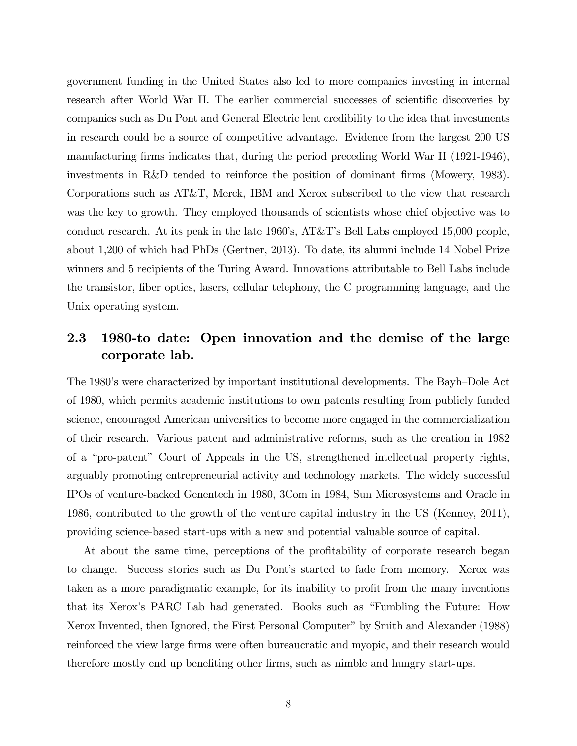government funding in the United States also led to more companies investing in internal research after World War II. The earlier commercial successes of scientific discoveries by companies such as Du Pont and General Electric lent credibility to the idea that investments in research could be a source of competitive advantage. Evidence from the largest 200 US manufacturing firms indicates that, during the period preceding World War II (1921-1946), investments in R&D tended to reinforce the position of dominant firms (Mowery, 1983). Corporations such as AT&T, Merck, IBM and Xerox subscribed to the view that research was the key to growth. They employed thousands of scientists whose chief objective was to conduct research. At its peak in the late 1960's, AT&T's Bell Labs employed 15,000 people, about 1,200 of which had PhDs (Gertner, 2013). To date, its alumni include 14 Nobel Prize winners and 5 recipients of the Turing Award. Innovations attributable to Bell Labs include the transistor, fiber optics, lasers, cellular telephony, the C programming language, and the Unix operating system.

## 2.3 1980-to date: Open innovation and the demise of the large corporate lab.

The 1980's were characterized by important institutional developments. The Bayh–Dole Act of 1980, which permits academic institutions to own patents resulting from publicly funded science, encouraged American universities to become more engaged in the commercialization of their research. Various patent and administrative reforms, such as the creation in 1982 of a "pro-patent" Court of Appeals in the US, strengthened intellectual property rights, arguably promoting entrepreneurial activity and technology markets. The widely successful IPOs of venture-backed Genentech in 1980, 3Com in 1984, Sun Microsystems and Oracle in 1986, contributed to the growth of the venture capital industry in the US (Kenney, 2011), providing science-based start-ups with a new and potential valuable source of capital.

At about the same time, perceptions of the profitability of corporate research began to change. Success stories such as Du Pont's started to fade from memory. Xerox was taken as a more paradigmatic example, for its inability to profit from the many inventions that its Xerox's PARC Lab had generated. Books such as "Fumbling the Future: How Xerox Invented, then Ignored, the First Personal Computer" by Smith and Alexander (1988) reinforced the view large firms were often bureaucratic and myopic, and their research would therefore mostly end up benefiting other firms, such as nimble and hungry start-ups.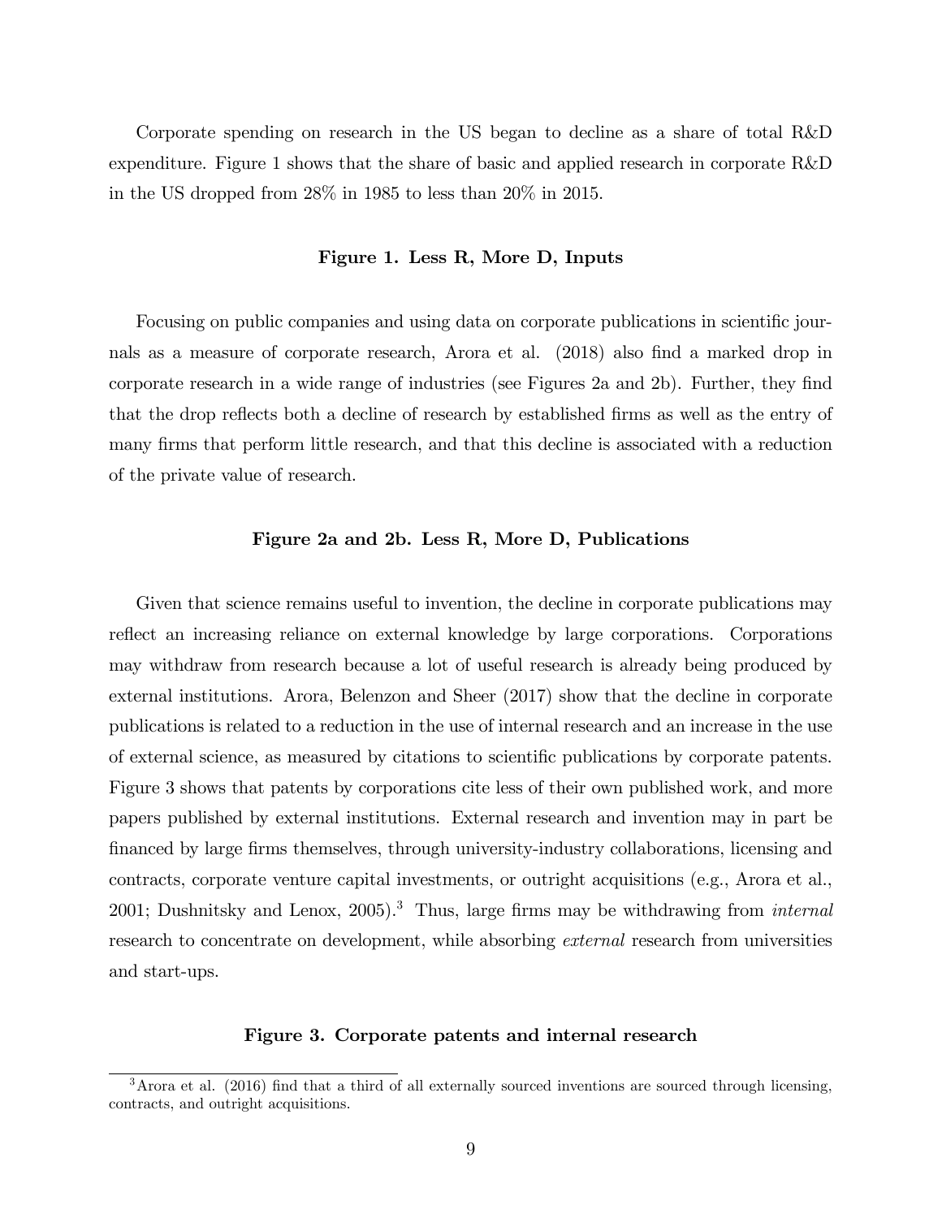Corporate spending on research in the US began to decline as a share of total R&D expenditure. Figure 1 shows that the share of basic and applied research in corporate R&D in the US dropped from 28% in 1985 to less than 20% in 2015.

**Figure 1. Less R, More D, Inputs**

Focusing on public companies and using data on corporate publications in scientific journals as a measure of corporate research, Arora et al. (2018) also find a marked drop in corporate research in a wide range of industries (see Figures 2a and 2b). Further, they find that the drop reflects both a decline of research by established firms as well as the entry of many firms that perform little research, and that this decline is associated with a reduction of the private value of research.

**Figure 2a and 2b. Less R, More D, Publications**

Given that science remains useful to invention, the decline in corporate publications may reflect an increasing reliance on external knowledge by large corporations. Corporations may withdraw from research because a lot of useful research is already being produced by external institutions. Arora, Belenzon and Sheer (2017) show that the decline in corporate publications is related to a reduction in the use of internal research and an increase in the use of external science, as measured by citations to scientific publications by corporate patents. Figure 3 shows that patents by corporations cite less of their own published work, and more papers published by external institutions. External research and invention may in part be financed by large firms themselves, through university-industry collaborations, licensing and contracts, corporate venture capital investments, or outright acquisitions (e.g., Arora et al., 2001; Dushnitsky and Lenox, 2005).[3] Thus, large firms may be withdrawing from *internal* research to concentrate on development, while absorbing *external* research from universities and start-ups.

**Figure 3. Corporate patents and internal research**

[3] Arora et al. (2016) find that a third of all externally sourced inventions are sourced through licensing, contracts, and outright acquisitions.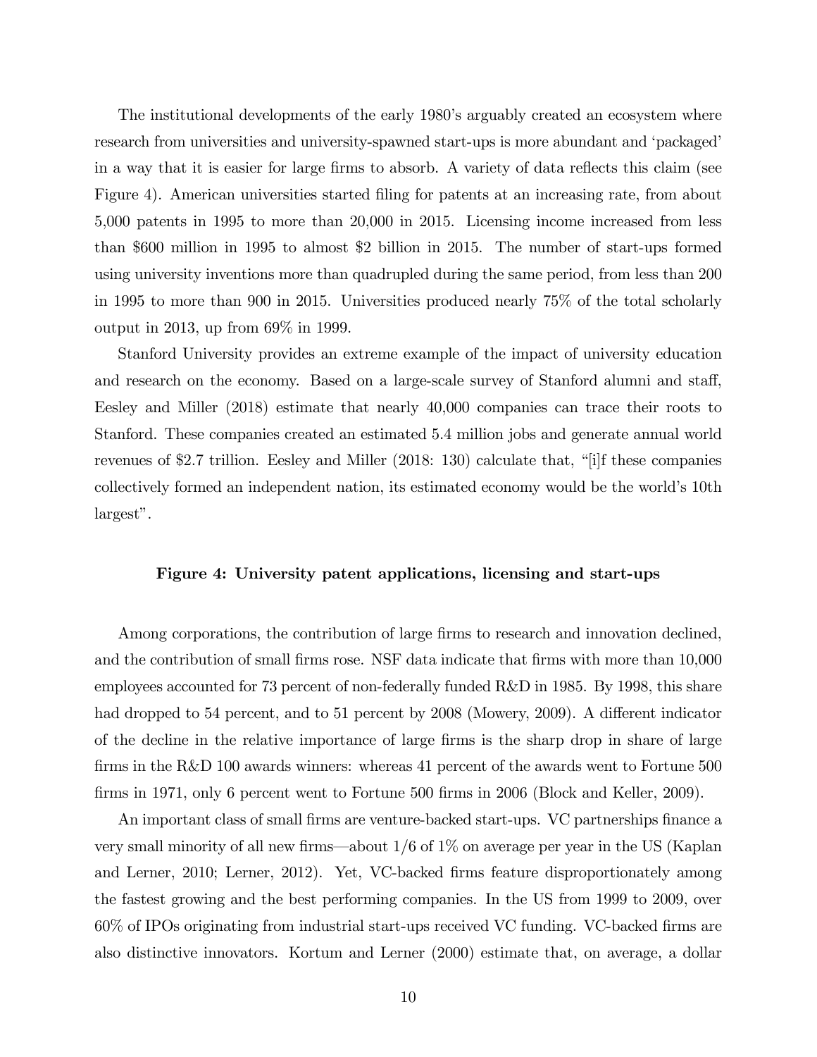The institutional developments of the early 1980's arguably created an ecosystem where research from universities and university-spawned start-ups is more abundant and 'packaged' in a way that it is easier for large firms to absorb. A variety of data reflects this claim (see Figure 4). American universities started filing for patents at an increasing rate, from about 5,000 patents in 1995 to more than 20,000 in 2015. Licensing income increased from less than $600 million in 1995 to almost $2 billion in 2015. The number of start-ups formed using university inventions more than quadrupled during the same period, from less than 200 in 1995 to more than 900 in 2015. Universities produced nearly 75% of the total scholarly output in 2013, up from 69% in 1999.

Stanford University provides an extreme example of the impact of university education and research on the economy. Based on a large-scale survey of Stanford alumni and staff, Eesley and Miller (2018) estimate that nearly 40,000 companies can trace their roots to Stanford. These companies created an estimated 5.4 million jobs and generate annual world revenues of $2.7 trillion. Eesley and Miller (2018: 130) calculate that, "[i]f these companies collectively formed an independent nation, its estimated economy would be the world's 10th largest".

**Figure 4: University patent applications, licensing and start-ups**

Among corporations, the contribution of large firms to research and innovation declined, and the contribution of small firms rose. NSF data indicate that firms with more than 10,000 employees accounted for 73 percent of non-federally funded R&D in 1985. By 1998, this share had dropped to 54 percent, and to 51 percent by 2008 (Mowery, 2009). A different indicator of the decline in the relative importance of large firms is the sharp drop in share of large firms in the R&D 100 awards winners: whereas 41 percent of the awards went to Fortune 500 firms in 1971, only 6 percent went to Fortune 500 firms in 2006 (Block and Keller, 2009).

An important class of small firms are venture-backed start-ups. VC partnerships finance a very small minority of all new firms—about 1/6 of 1% on average per year in the US (Kaplan and Lerner, 2010; Lerner, 2012). Yet, VC-backed firms feature disproportionately among the fastest growing and the best performing companies. In the US from 1999 to 2009, over 60% of IPOs originating from industrial start-ups received VC funding. VC-backed firms are also distinctive innovators. Kortum and Lerner (2000) estimate that, on average, a dollar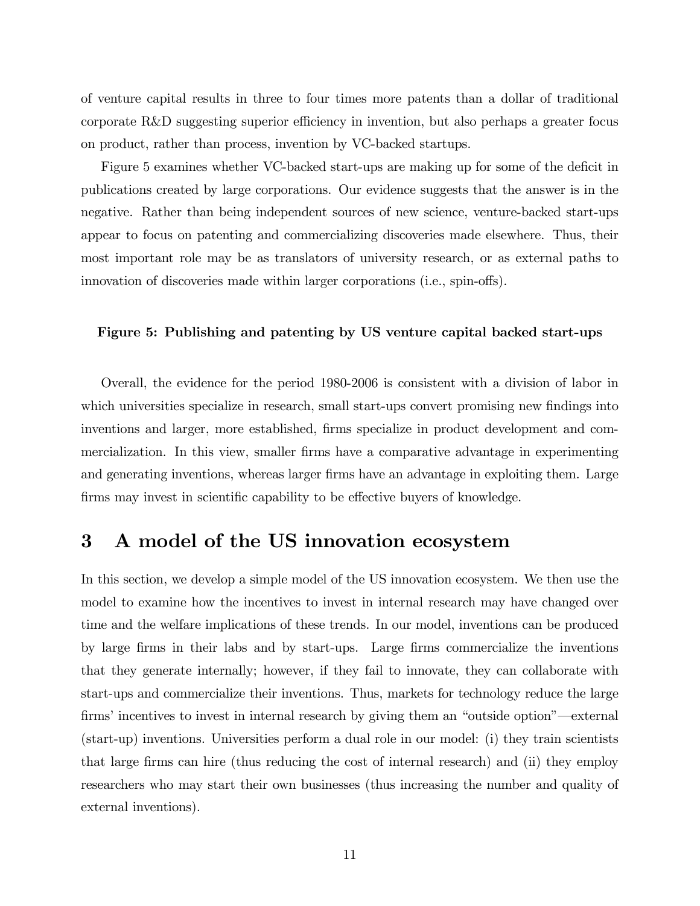of venture capital results in three to four times more patents than a dollar of traditional corporate R&D suggesting superior efficiency in invention, but also perhaps a greater focus on product, rather than process, invention by VC-backed startups.

Figure 5 examines whether VC-backed start-ups are making up for some of the deficit in publications created by large corporations. Our evidence suggests that the answer is in the negative. Rather than being independent sources of new science, venture-backed start-ups appear to focus on patenting and commercializing discoveries made elsewhere. Thus, their most important role may be as translators of university research, or as external paths to innovation of discoveries made within larger corporations (i.e., spin-offs).

**Figure 5: Publishing and patenting by US venture capital backed start-ups**

Overall, the evidence for the period 1980-2006 is consistent with a division of labor in which universities specialize in research, small start-ups convert promising new findings into inventions and larger, more established, firms specialize in product development and commercialization. In this view, smaller firms have a comparative advantage in experimenting and generating inventions, whereas larger firms have an advantage in exploiting them. Large firms may invest in scientific capability to be effective buyers of knowledge.

# 3 A model of the US innovation ecosystem

In this section, we develop a simple model of the US innovation ecosystem. We then use the model to examine how the incentives to invest in internal research may have changed over time and the welfare implications of these trends. In our model, inventions can be produced by large firms in their labs and by start-ups. Large firms commercialize the inventions that they generate internally; however, if they fail to innovate, they can collaborate with start-ups and commercialize their inventions. Thus, markets for technology reduce the large firms' incentives to invest in internal research by giving them an "outside option"—external (start-up) inventions. Universities perform a dual role in our model: (i) they train scientists that large firms can hire (thus reducing the cost of internal research) and (ii) they employ researchers who may start their own businesses (thus increasing the number and quality of external inventions).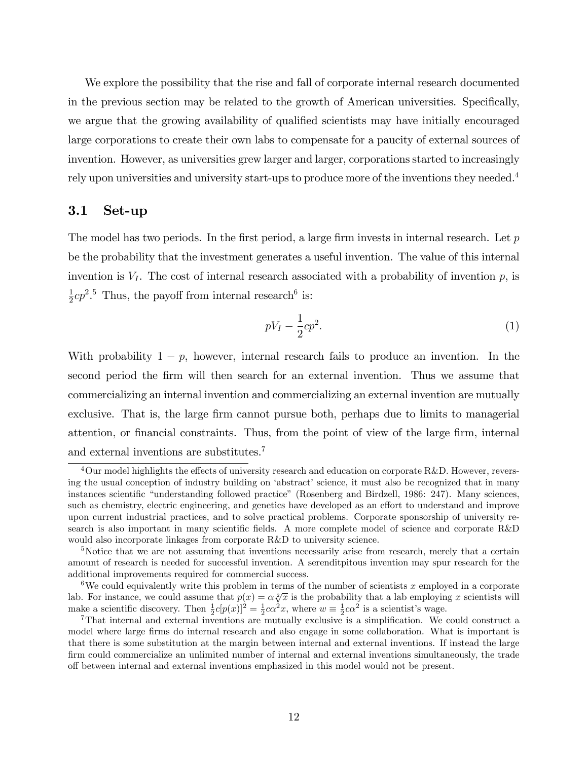We explore the possibility that the rise and fall of corporate internal research documented in the previous section may be related to the growth of American universities. Specifically, we argue that the growing availability of qualified scientists may have initially encouraged large corporations to create their own labs to compensate for a paucity of external sources of invention. However, as universities grew larger and larger, corporations started to increasingly rely upon universities and university start-ups to produce more of the inventions they needed.[4]

### 3.1 Set-up

The model has two periods. In the first period, a large firm invests in internal research. Let $p$ be the probability that the investment generates a useful invention. The value of this internal invention is $V_I$. The cost of internal research associated with a probability of invention $p$, is $\frac{1}{2}cp^2$.[5] Thus, the payoff from internal research[6] is:

$$pV_I - \frac{1}{2}cp^2. \tag{1}$$

With probability $1 - p$, however, internal research fails to produce an invention. In the second period the firm will then search for an external invention. Thus we assume that commercializing an internal invention and commercializing an external invention are mutually exclusive. That is, the large firm cannot pursue both, perhaps due to limits to managerial attention, or financial constraints. Thus, from the point of view of the large firm, internal and external inventions are substitutes.[7]

---

[4] Our model highlights the effects of university research and education on corporate R&D. However, reversing the usual conception of industry building on 'abstract' science, it must also be recognized that in many instances scientific "understanding followed practice" (Rosenberg and Birdzell, 1986: 247). Many sciences, such as chemistry, electric engineering, and genetics have developed as an effort to understand and improve upon current industrial practices, and to solve practical problems. Corporate sponsorship of university research is also important in many scientific fields. A more complete model of science and corporate R&D would also incorporate linkages from corporate R&D to university science.

[5] Notice that we are not assuming that inventions necessarily arise from research, merely that a certain amount of research is needed for successful invention. A serenditpitous invention may spur research for the additional improvements required for commercial success.

[6] We could equivalently write this problem in terms of the number of scientists $x$ employed in a corporate lab. For instance, we could assume that $p(x) = \alpha \sqrt[2]{x}$ is the probability that a lab employing $x$ scientists will make a scientific discovery. Then $\frac{1}{2}c[p(x)]^2 = \frac{1}{2}c\alpha^2 x$, where $w \equiv \frac{1}{2}c\alpha^2$ is a scientist's wage.

[7] That internal and external inventions are mutually exclusive is a simplification. We could construct a model where large firms do internal research and also engage in some collaboration. What is important is that there is some substitution at the margin between internal and external inventions. If instead the large firm could commercialize an unlimited number of internal and external inventions simultaneously, the trade off between internal and external inventions emphasized in this model would not be present.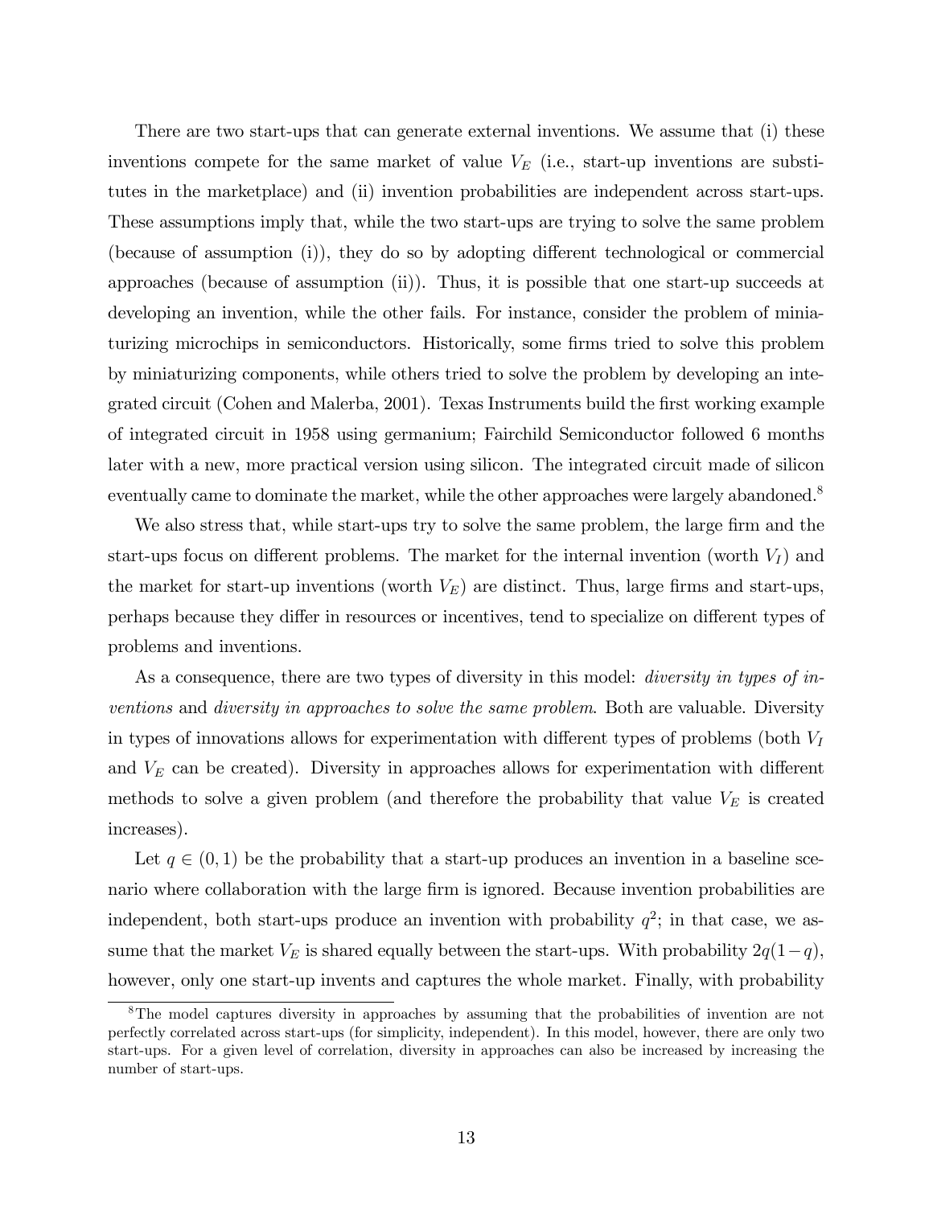There are two start-ups that can generate external inventions. We assume that (i) these inventions compete for the same market of value $V_E$ (i.e., start-up inventions are substitutes in the marketplace) and (ii) invention probabilities are independent across start-ups. These assumptions imply that, while the two start-ups are trying to solve the same problem (because of assumption (i)), they do so by adopting different technological or commercial approaches (because of assumption (ii)). Thus, it is possible that one start-up succeeds at developing an invention, while the other fails. For instance, consider the problem of miniaturizing microchips in semiconductors. Historically, some firms tried to solve this problem by miniaturizing components, while others tried to solve the problem by developing an integrated circuit (Cohen and Malerba, 2001). Texas Instruments build the first working example of integrated circuit in 1958 using germanium; Fairchild Semiconductor followed 6 months later with a new, more practical version using silicon. The integrated circuit made of silicon eventually came to dominate the market, while the other approaches were largely abandoned.[8]

We also stress that, while start-ups try to solve the same problem, the large firm and the start-ups focus on different problems. The market for the internal invention (worth $V_I$) and the market for start-up inventions (worth $V_E$) are distinct. Thus, large firms and start-ups, perhaps because they differ in resources or incentives, tend to specialize on different types of problems and inventions.

As a consequence, there are two types of diversity in this model: *diversity in types of inventions* and *diversity in approaches to solve the same problem*. Both are valuable. Diversity in types of innovations allows for experimentation with different types of problems (both $V_I$ and $V_E$ can be created). Diversity in approaches allows for experimentation with different methods to solve a given problem (and therefore the probability that value $V_E$ is created increases).

Let $q \in (0, 1)$ be the probability that a start-up produces an invention in a baseline scenario where collaboration with the large firm is ignored. Because invention probabilities are independent, both start-ups produce an invention with probability $q^2$; in that case, we assume that the market $V_E$ is shared equally between the start-ups. With probability $2q(1-q)$, however, only one start-up invents and captures the whole market. Finally, with probability

[8] The model captures diversity in approaches by assuming that the probabilities of invention are not perfectly correlated across start-ups (for simplicity, independent). In this model, however, there are only two start-ups. For a given level of correlation, diversity in approaches can also be increased by increasing the number of start-ups.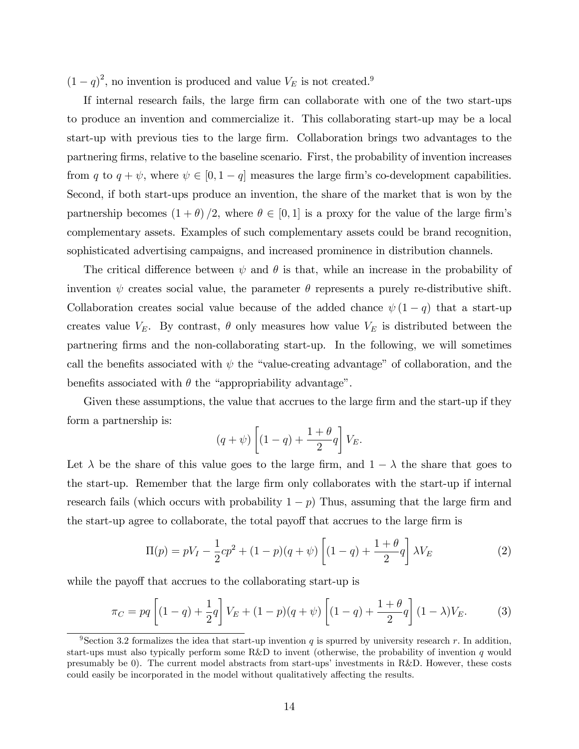$(1-q)^2$, no invention is produced and value $V_E$ is not created.[9]

If internal research fails, the large firm can collaborate with one of the two start-ups to produce an invention and commercialize it. This collaborating start-up may be a local start-up with previous ties to the large firm. Collaboration brings two advantages to the partnering firms, relative to the baseline scenario. First, the probability of invention increases from $q$ to $q+\psi$, where $\psi \in [0, 1-q]$ measures the large firm's co-development capabilities. Second, if both start-ups produce an invention, the share of the market that is won by the partnership becomes $(1+\theta)/2$, where $\theta \in [0,1]$ is a proxy for the value of the large firm's complementary assets. Examples of such complementary assets could be brand recognition, sophisticated advertising campaigns, and increased prominence in distribution channels.

The critical difference between $\psi$ and $\theta$ is that, while an increase in the probability of invention $\psi$ creates social value, the parameter $\theta$ represents a purely re-distributive shift. Collaboration creates social value because of the added chance $\psi(1-q)$ that a start-up creates value $V_E$. By contrast, $\theta$ only measures how value $V_E$ is distributed between the partnering firms and the non-collaborating start-up. In the following, we will sometimes call the benefits associated with $\psi$ the "value-creating advantage" of collaboration, and the benefits associated with $\theta$ the "appropriability advantage".

Given these assumptions, the value that accrues to the large firm and the start-up if they form a partnership is:

$$(q+\psi)\left[(1-q)+\frac{1+\theta}{2}q\right]V_E.$$

Let $\lambda$ be the share of this value goes to the large firm, and $1-\lambda$ the share that goes to the start-up. Remember that the large firm only collaborates with the start-up if internal research fails (which occurs with probability $1-p$) Thus, assuming that the large firm and the start-up agree to collaborate, the total payoff that accrues to the large firm is

$$\Pi(p) = pV_I - \frac{1}{2}cp^2 + (1-p)(q+\psi)\left[(1-q)+\frac{1+\theta}{2}q\right]\lambda V_E \tag{2}$$

while the payoff that accrues to the collaborating start-up is

$$\pi_C = pq\left[(1-q)+\frac{1}{2}q\right]V_E + (1-p)(q+\psi)\left[(1-q)+\frac{1+\theta}{2}q\right](1-\lambda)V_E. \tag{3}$$

[9] Section 3.2 formalizes the idea that start-up invention $q$ is spurred by university research $r$. In addition, start-ups must also typically perform some R&D to invent (otherwise, the probability of invention $q$ would presumably be 0). The current model abstracts from start-ups' investments in R&D. However, these costs could easily be incorporated in the model without qualitatively affecting the results.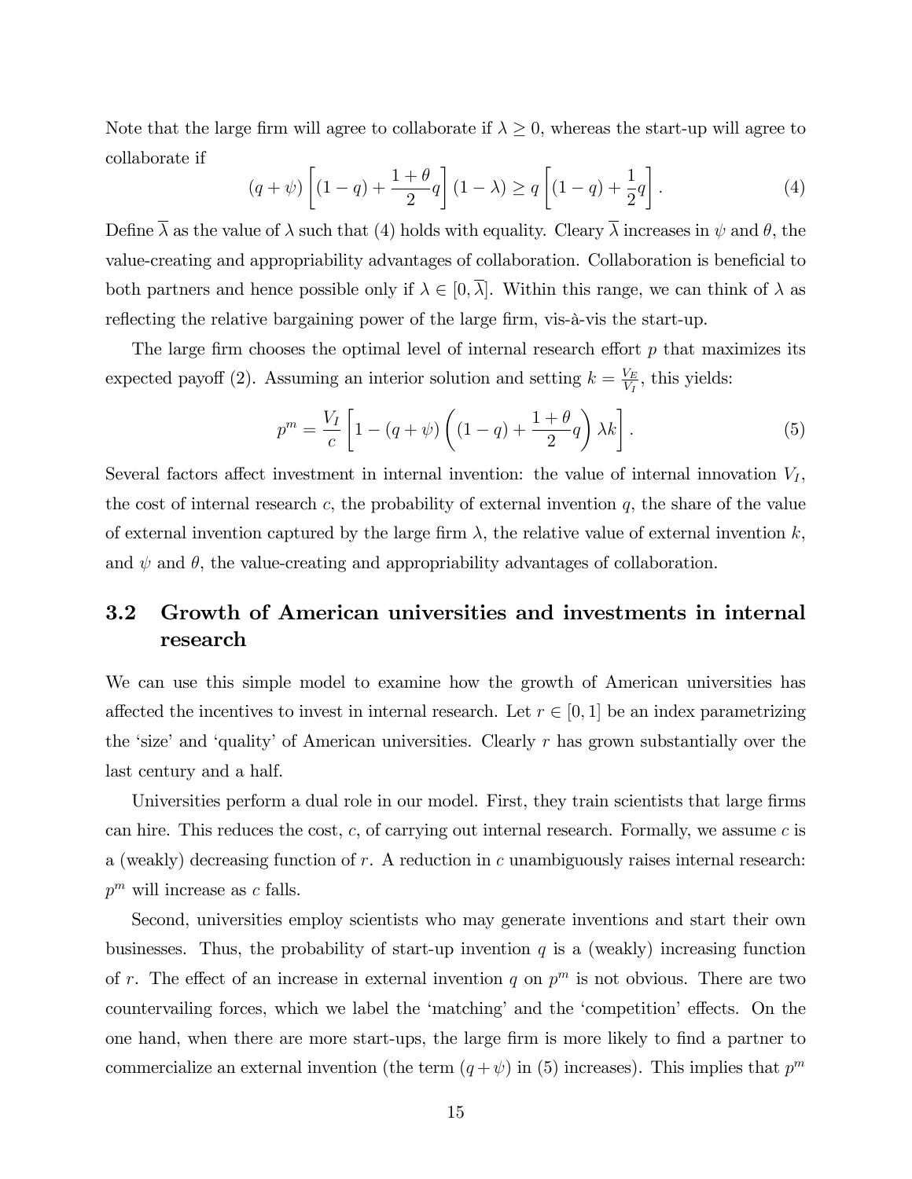Note that the large firm will agree to collaborate if $\lambda \geq 0$, whereas the start-up will agree to collaborate if

$$(q+\psi)\left[(1-q)+\frac{1+\theta}{2}q\right](1-\lambda) \geq q\left[(1-q)+\frac{1}{2}q\right]. \tag{4}$$

Define $\overline{\lambda}$ as the value of $\lambda$ such that (4) holds with equality. Cleary $\overline{\lambda}$ increases in $\psi$ and $\theta$, the value-creating and appropriability advantages of collaboration. Collaboration is beneficial to both partners and hence possible only if $\lambda \in [0, \overline{\lambda}]$. Within this range, we can think of $\lambda$ as reflecting the relative bargaining power of the large firm, vis-à-vis the start-up.

The large firm chooses the optimal level of internal research effort $p$ that maximizes its expected payoff (2). Assuming an interior solution and setting $k = \frac{V_E}{V_I}$, this yields:

$$p^m = \frac{V_I}{c}\left[1-(q+\psi)\left((1-q)+\frac{1+\theta}{2}q\right)\lambda k\right]. \tag{5}$$

Several factors affect investment in internal invention: the value of internal innovation $V_I$, the cost of internal research $c$, the probability of external invention $q$, the share of the value of external invention captured by the large firm $\lambda$, the relative value of external invention $k$, and $\psi$ and $\theta$, the value-creating and appropriability advantages of collaboration.

### 3.2 Growth of American universities and investments in internal research

We can use this simple model to examine how the growth of American universities has affected the incentives to invest in internal research. Let $r \in [0,1]$ be an index parametrizing the 'size' and 'quality' of American universities. Clearly $r$ has grown substantially over the last century and a half.

Universities perform a dual role in our model. First, they train scientists that large firms can hire. This reduces the cost, $c$, of carrying out internal research. Formally, we assume $c$ is a (weakly) decreasing function of $r$. A reduction in $c$ unambiguously raises internal research: $p^m$ will increase as $c$ falls.

Second, universities employ scientists who may generate inventions and start their own businesses. Thus, the probability of start-up invention $q$ is a (weakly) increasing function of $r$. The effect of an increase in external invention $q$ on $p^m$ is not obvious. There are two countervailing forces, which we label the 'matching' and the 'competition' effects. On the one hand, when there are more start-ups, the large firm is more likely to find a partner to commercialize an external invention (the term $(q+\psi)$ in (5) increases). This implies that $p^m$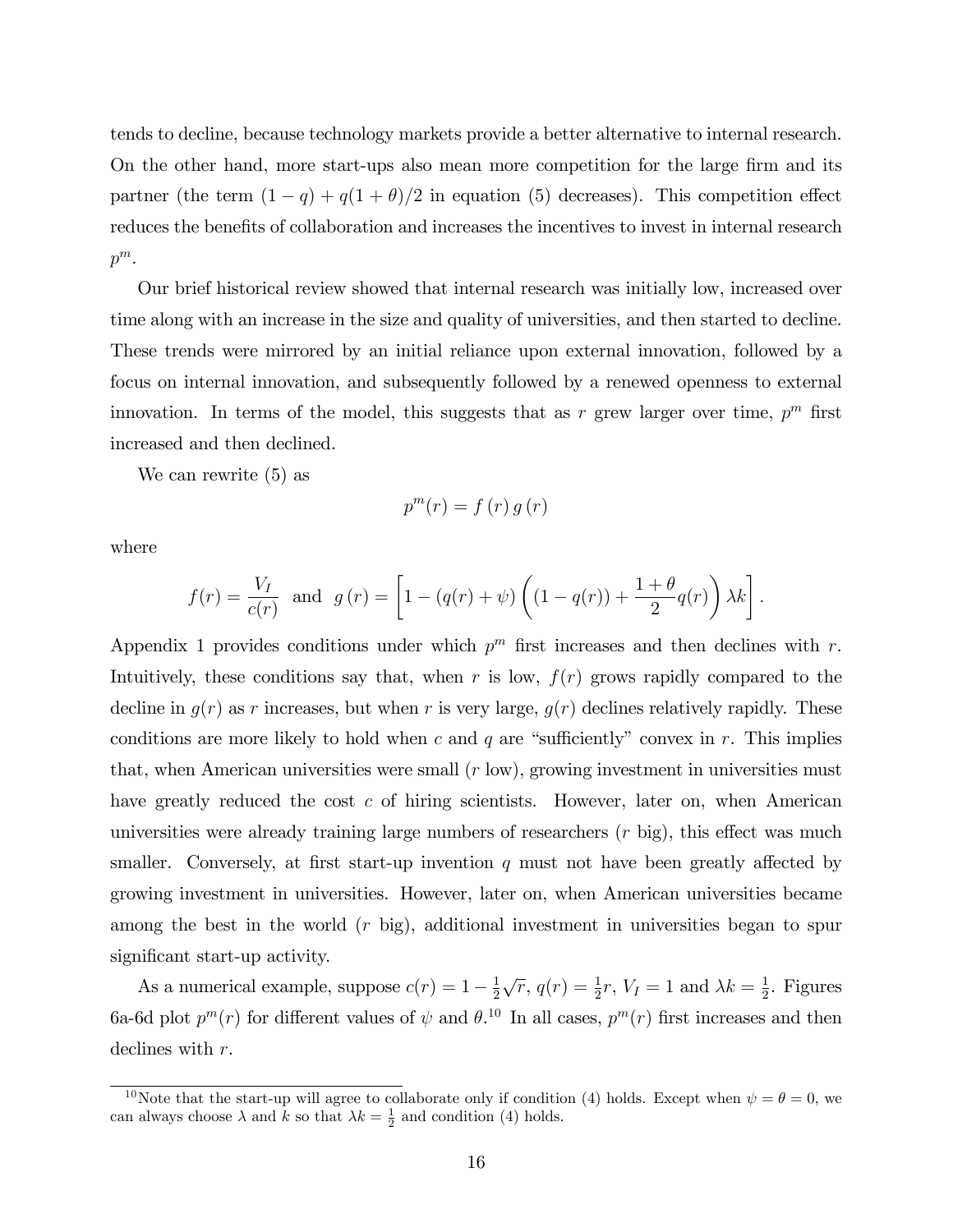tends to decline, because technology markets provide a better alternative to internal research. On the other hand, more start-ups also mean more competition for the large firm and its partner (the term $(1-q)+q(1+\theta)/2$ in equation (5) decreases). This competition effect reduces the benefits of collaboration and increases the incentives to invest in internal research $p^m$.

Our brief historical review showed that internal research was initially low, increased over time along with an increase in the size and quality of universities, and then started to decline. These trends were mirrored by an initial reliance upon external innovation, followed by a focus on internal innovation, and subsequently followed by a renewed openness to external innovation. In terms of the model, this suggests that as $r$ grew larger over time, $p^m$ first increased and then declined.

We can rewrite (5) as

$$p^m(r) = f(r)\, g(r)$$

where

$$f(r) = \frac{V_I}{c(r)} \text{ and } g(r) = \left[1 - (q(r)+\psi)\left((1-q(r)) + \frac{1+\theta}{2}q(r)\right)\lambda k\right].$$

Appendix 1 provides conditions under which $p^m$ first increases and then declines with $r$. Intuitively, these conditions say that, when $r$ is low, $f(r)$ grows rapidly compared to the decline in $g(r)$ as $r$ increases, but when $r$ is very large, $g(r)$ declines relatively rapidly. These conditions are more likely to hold when $c$ and $q$ are "sufficiently" convex in $r$. This implies that, when American universities were small ($r$ low), growing investment in universities must have greatly reduced the cost $c$ of hiring scientists. However, later on, when American universities were already training large numbers of researchers ($r$ big), this effect was much smaller. Conversely, at first start-up invention $q$ must not have been greatly affected by growing investment in universities. However, later on, when American universities became among the best in the world ($r$ big), additional investment in universities began to spur significant start-up activity.

As a numerical example, suppose $c(r) = 1 - \frac{1}{2}\sqrt{r}$, $q(r) = \frac{1}{2}r$, $V_I = 1$ and $\lambda k = \frac{1}{2}$. Figures 6a-6d plot $p^m(r)$ for different values of $\psi$ and $\theta$.[10] In all cases, $p^m(r)$ first increases and then declines with $r$.

[10] Note that the start-up will agree to collaborate only if condition (4) holds. Except when $\psi = \theta = 0$, we can always choose $\lambda$ and $k$ so that $\lambda k = \frac{1}{2}$ and condition (4) holds.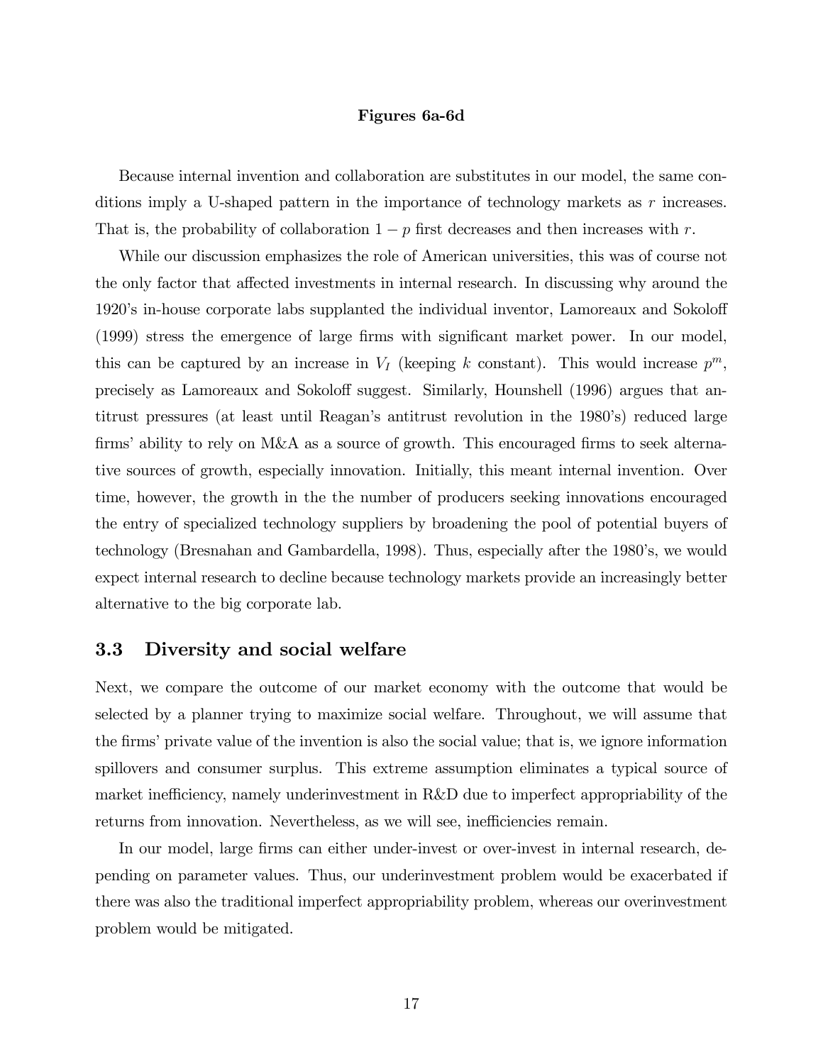**Figures 6a-6d**

Because internal invention and collaboration are substitutes in our model, the same conditions imply a U-shaped pattern in the importance of technology markets as $r$ increases. That is, the probability of collaboration $1-p$ first decreases and then increases with $r$.

While our discussion emphasizes the role of American universities, this was of course not the only factor that affected investments in internal research. In discussing why around the 1920's in-house corporate labs supplanted the individual inventor, Lamoreaux and Sokoloff (1999) stress the emergence of large firms with significant market power. In our model, this can be captured by an increase in $V_I$ (keeping $k$ constant). This would increase $p^m$, precisely as Lamoreaux and Sokoloff suggest. Similarly, Hounshell (1996) argues that antitrust pressures (at least until Reagan's antitrust revolution in the 1980's) reduced large firms' ability to rely on M&A as a source of growth. This encouraged firms to seek alternative sources of growth, especially innovation. Initially, this meant internal invention. Over time, however, the growth in the the number of producers seeking innovations encouraged the entry of specialized technology suppliers by broadening the pool of potential buyers of technology (Bresnahan and Gambardella, 1998). Thus, especially after the 1980's, we would expect internal research to decline because technology markets provide an increasingly better alternative to the big corporate lab.

### 3.3 Diversity and social welfare

Next, we compare the outcome of our market economy with the outcome that would be selected by a planner trying to maximize social welfare. Throughout, we will assume that the firms' private value of the invention is also the social value; that is, we ignore information spillovers and consumer surplus. This extreme assumption eliminates a typical source of market inefficiency, namely underinvestment in R&D due to imperfect appropriability of the returns from innovation. Nevertheless, as we will see, inefficiencies remain.

In our model, large firms can either under-invest or over-invest in internal research, depending on parameter values. Thus, our underinvestment problem would be exacerbated if there was also the traditional imperfect appropriability problem, whereas our overinvestment problem would be mitigated.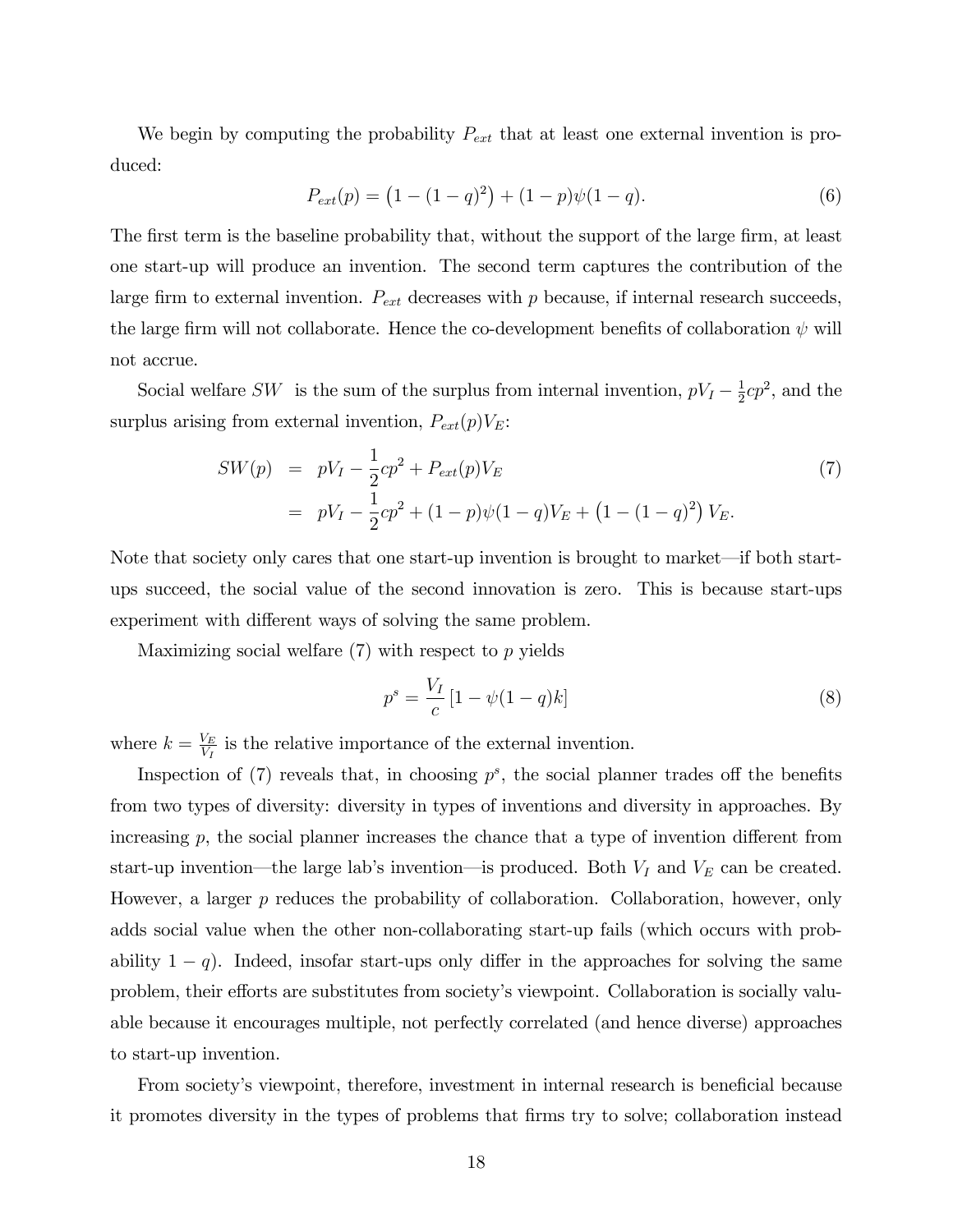We begin by computing the probability $P_{ext}$ that at least one external invention is produced:

$$P_{ext}(p) = \left(1 - (1-q)^2\right) + (1-p)\psi(1-q). \tag{6}$$

The first term is the baseline probability that, without the support of the large firm, at least one start-up will produce an invention. The second term captures the contribution of the large firm to external invention. $P_{ext}$ decreases with $p$ because, if internal research succeeds, the large firm will not collaborate. Hence the co-development benefits of collaboration $\psi$ will not accrue.

Social welfare $SW$ is the sum of the surplus from internal invention, $pV_I - \frac{1}{2}cp^2$, and the surplus arising from external invention, $P_{ext}(p)V_E$:

$$\begin{aligned} SW(p) &= pV_I - \frac{1}{2}cp^2 + P_{ext}(p)V_E \\ &= pV_I - \frac{1}{2}cp^2 + (1-p)\psi(1-q)V_E + \left(1-(1-q)^2\right)V_E. \end{aligned} \tag{7}$$

Note that society only cares that one start-up invention is brought to market—if both start-ups succeed, the social value of the second innovation is zero. This is because start-ups experiment with different ways of solving the same problem.

Maximizing social welfare (7) with respect to $p$ yields

$$p^s = \frac{V_I}{c}\left[1 - \psi(1-q)k\right] \tag{8}$$

where $k = \frac{V_E}{V_I}$ is the relative importance of the external invention.

Inspection of (7) reveals that, in choosing $p^s$, the social planner trades off the benefits from two types of diversity: diversity in types of inventions and diversity in approaches. By increasing $p$, the social planner increases the chance that a type of invention different from start-up invention—the large lab's invention—is produced. Both $V_I$ and $V_E$ can be created. However, a larger $p$ reduces the probability of collaboration. Collaboration, however, only adds social value when the other non-collaborating start-up fails (which occurs with probability $1-q$). Indeed, insofar start-ups only differ in the approaches for solving the same problem, their efforts are substitutes from society's viewpoint. Collaboration is socially valuable because it encourages multiple, not perfectly correlated (and hence diverse) approaches to start-up invention.

From society's viewpoint, therefore, investment in internal research is beneficial because it promotes diversity in the types of problems that firms try to solve; collaboration instead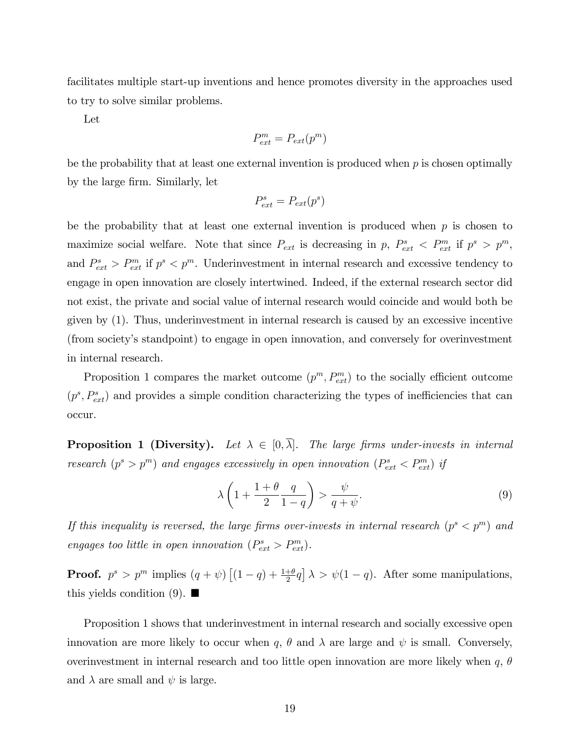facilitates multiple start-up inventions and hence promotes diversity in the approaches used to try to solve similar problems.

Let

$$P^m_{ext} = P_{ext}(p^m)$$

be the probability that at least one external invention is produced when $p$ is chosen optimally by the large firm. Similarly, let

$$P^s_{ext} = P_{ext}(p^s)$$

be the probability that at least one external invention is produced when $p$ is chosen to maximize social welfare. Note that since $P_{ext}$ is decreasing in $p$, $P^s_{ext} < P^m_{ext}$ if $p^s > p^m$, and $P^s_{ext} > P^m_{ext}$ if $p^s < p^m$. Underinvestment in internal research and excessive tendency to engage in open innovation are closely intertwined. Indeed, if the external research sector did not exist, the private and social value of internal research would coincide and would both be given by (1). Thus, underinvestment in internal research is caused by an excessive incentive (from society's standpoint) to engage in open innovation, and conversely for overinvestment in internal research.

Proposition 1 compares the market outcome $(p^m, P^m_{ext})$ to the socially efficient outcome $(p^s, P^s_{ext})$ and provides a simple condition characterizing the types of inefficiencies that can occur.

**Proposition 1 (Diversity).** *Let $\lambda \in [0, \overline{\lambda}]$. The large firms under-invests in internal research ($p^s > p^m$) and engages excessively in open innovation ($P^s_{ext} < P^m_{ext}$) if*

$$\lambda \left(1 + \frac{1+\theta}{2} \frac{q}{1-q}\right) > \frac{\psi}{q+\psi}. \tag{9}$$

*If this inequality is reversed, the large firms over-invests in internal research ($p^s < p^m$) and engages too little in open innovation ($P^s_{ext} > P^m_{ext}$).*

**Proof.** $p^s > p^m$ implies $(q+\psi)\left[(1-q) + \frac{1+\theta}{2}q\right]\lambda > \psi(1-q)$. After some manipulations, this yields condition (9). ■

Proposition 1 shows that underinvestment in internal research and socially excessive open innovation are more likely to occur when $q$, $\theta$ and $\lambda$ are large and $\psi$ is small. Conversely, overinvestment in internal research and too little open innovation are more likely when $q$, $\theta$ and $\lambda$ are small and $\psi$ is large.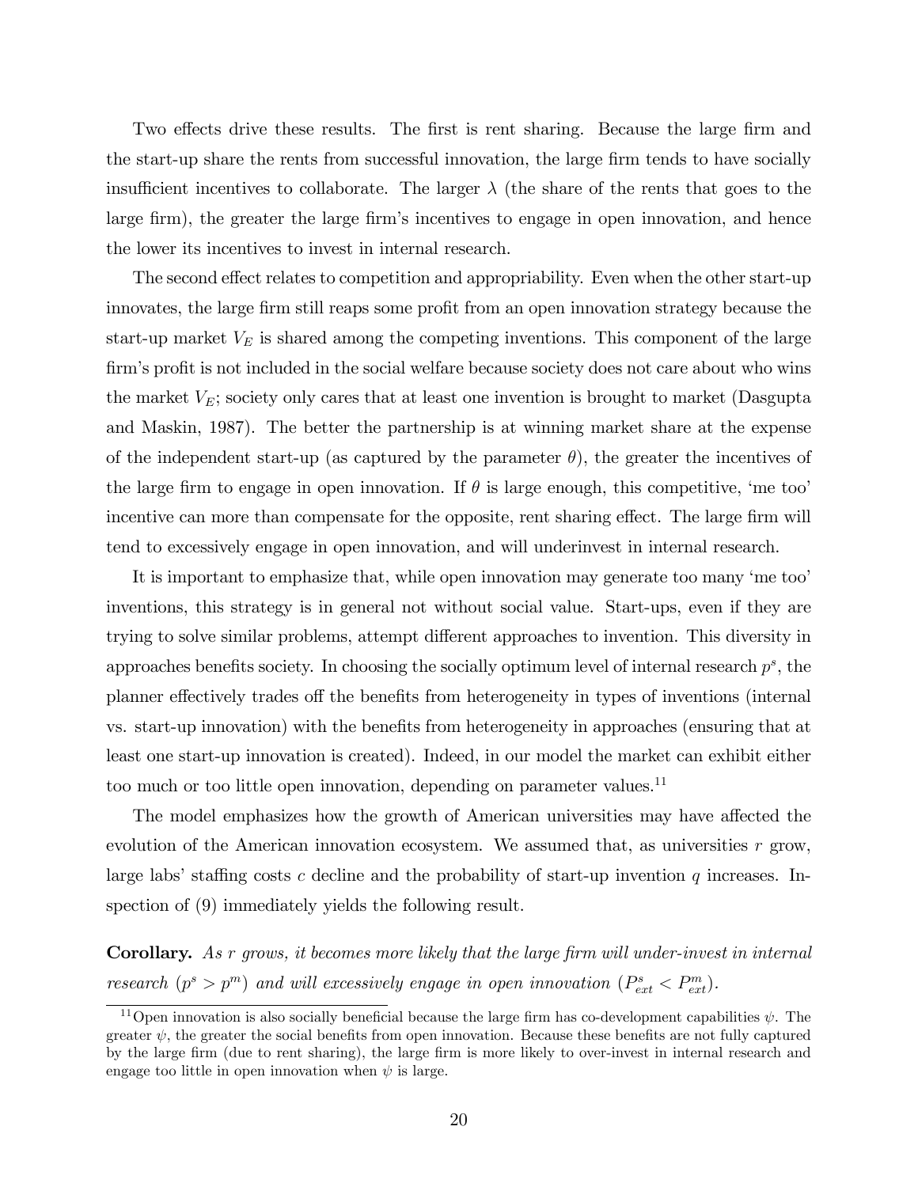Two effects drive these results. The first is rent sharing. Because the large firm and the start-up share the rents from successful innovation, the large firm tends to have socially insufficient incentives to collaborate. The larger $\lambda$ (the share of the rents that goes to the large firm), the greater the large firm's incentives to engage in open innovation, and hence the lower its incentives to invest in internal research.

The second effect relates to competition and appropriability. Even when the other start-up innovates, the large firm still reaps some profit from an open innovation strategy because the start-up market $V_E$ is shared among the competing inventions. This component of the large firm's profit is not included in the social welfare because society does not care about who wins the market $V_E$; society only cares that at least one invention is brought to market (Dasgupta and Maskin, 1987). The better the partnership is at winning market share at the expense of the independent start-up (as captured by the parameter $\theta$), the greater the incentives of the large firm to engage in open innovation. If $\theta$ is large enough, this competitive, 'me too' incentive can more than compensate for the opposite, rent sharing effect. The large firm will tend to excessively engage in open innovation, and will underinvest in internal research.

It is important to emphasize that, while open innovation may generate too many 'me too' inventions, this strategy is in general not without social value. Start-ups, even if they are trying to solve similar problems, attempt different approaches to invention. This diversity in approaches benefits society. In choosing the socially optimum level of internal research $p^s$, the planner effectively trades off the benefits from heterogeneity in types of inventions (internal vs. start-up innovation) with the benefits from heterogeneity in approaches (ensuring that at least one start-up innovation is created). Indeed, in our model the market can exhibit either too much or too little open innovation, depending on parameter values.[11]

The model emphasizes how the growth of American universities may have affected the evolution of the American innovation ecosystem. We assumed that, as universities $r$ grow, large labs' staffing costs $c$ decline and the probability of start-up invention $q$ increases. Inspection of (9) immediately yields the following result.

**Corollary.** *As $r$ grows, it becomes more likely that the large firm will under-invest in internal research ($p^s > p^m$) and will excessively engage in open innovation ($P^s_{ext} < P^m_{ext}$).*

[11] Open innovation is also socially beneficial because the large firm has co-development capabilities $\psi$. The greater $\psi$, the greater the social benefits from open innovation. Because these benefits are not fully captured by the large firm (due to rent sharing), the large firm is more likely to over-invest in internal research and engage too little in open innovation when $\psi$ is large.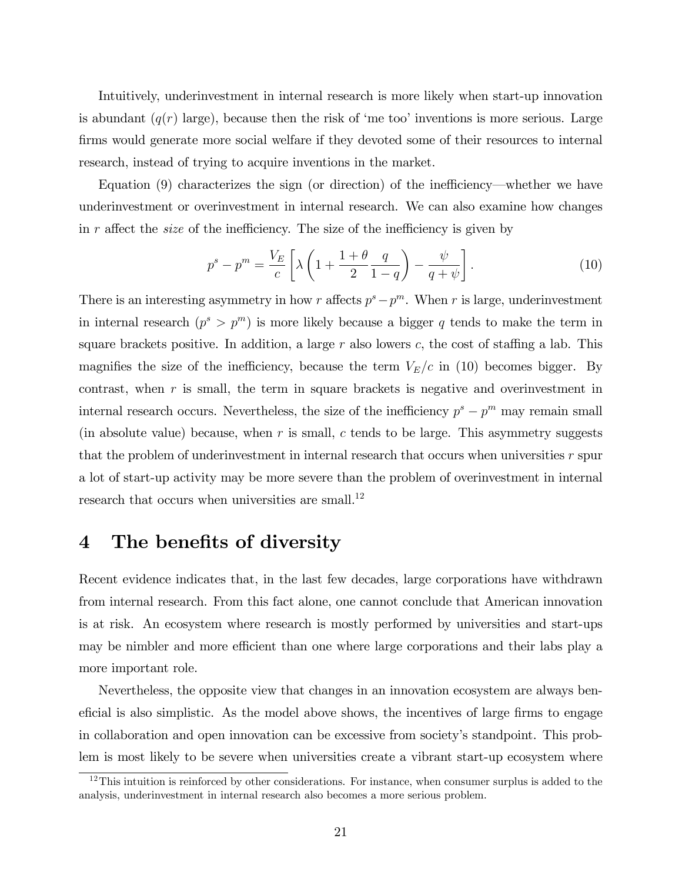Intuitively, underinvestment in internal research is more likely when start-up innovation is abundant ($q(r)$ large), because then the risk of 'me too' inventions is more serious. Large firms would generate more social welfare if they devoted some of their resources to internal research, instead of trying to acquire inventions in the market.

Equation (9) characterizes the sign (or direction) of the inefficiency—whether we have underinvestment or overinvestment in internal research. We can also examine how changes in $r$ affect the *size* of the inefficiency. The size of the inefficiency is given by

$$p^s - p^m = \frac{V_E}{c}\left[\lambda\left(1 + \frac{1+\theta}{2}\frac{q}{1-q}\right) - \frac{\psi}{q+\psi}\right]. \tag{10}$$

There is an interesting asymmetry in how $r$ affects $p^s - p^m$. When $r$ is large, underinvestment in internal research ($p^s > p^m$) is more likely because a bigger $q$ tends to make the term in square brackets positive. In addition, a large $r$ also lowers $c$, the cost of staffing a lab. This magnifies the size of the inefficiency, because the term $V_E/c$ in (10) becomes bigger. By contrast, when $r$ is small, the term in square brackets is negative and overinvestment in internal research occurs. Nevertheless, the size of the inefficiency $p^s - p^m$ may remain small (in absolute value) because, when $r$ is small, $c$ tends to be large. This asymmetry suggests that the problem of underinvestment in internal research that occurs when universities $r$ spur a lot of start-up activity may be more severe than the problem of overinvestment in internal research that occurs when universities are small.[12]

# 4 The benefits of diversity

Recent evidence indicates that, in the last few decades, large corporations have withdrawn from internal research. From this fact alone, one cannot conclude that American innovation is at risk. An ecosystem where research is mostly performed by universities and start-ups may be nimbler and more efficient than one where large corporations and their labs play a more important role.

Nevertheless, the opposite view that changes in an innovation ecosystem are always beneficial is also simplistic. As the model above shows, the incentives of large firms to engage in collaboration and open innovation can be excessive from society's standpoint. This problem is most likely to be severe when universities create a vibrant start-up ecosystem where

[12] This intuition is reinforced by other considerations. For instance, when consumer surplus is added to the analysis, underinvestment in internal research also becomes a more serious problem.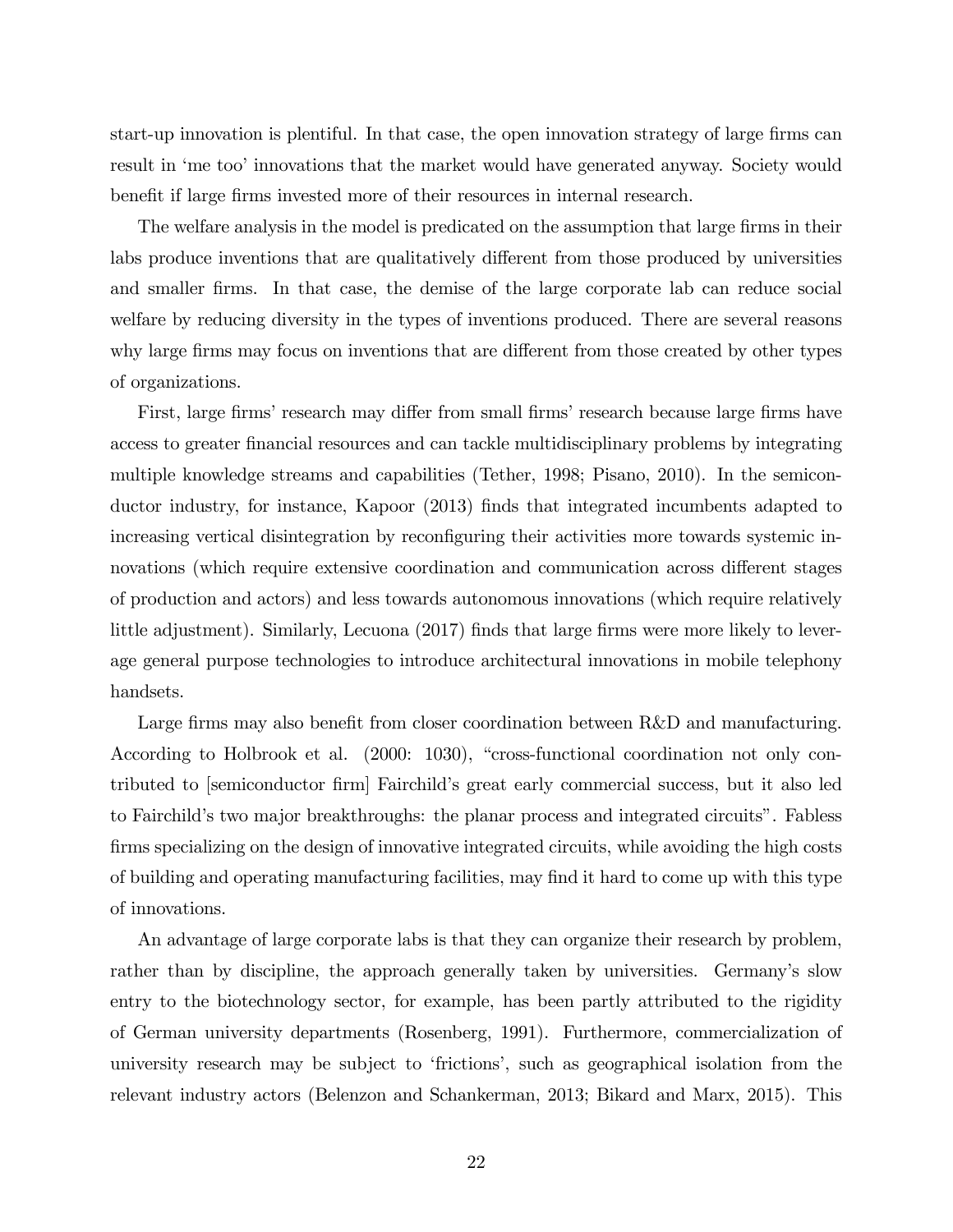start-up innovation is plentiful. In that case, the open innovation strategy of large firms can result in 'me too' innovations that the market would have generated anyway. Society would benefit if large firms invested more of their resources in internal research.

The welfare analysis in the model is predicated on the assumption that large firms in their labs produce inventions that are qualitatively different from those produced by universities and smaller firms. In that case, the demise of the large corporate lab can reduce social welfare by reducing diversity in the types of inventions produced. There are several reasons why large firms may focus on inventions that are different from those created by other types of organizations.

First, large firms' research may differ from small firms' research because large firms have access to greater financial resources and can tackle multidisciplinary problems by integrating multiple knowledge streams and capabilities (Tether, 1998; Pisano, 2010). In the semiconductor industry, for instance, Kapoor (2013) finds that integrated incumbents adapted to increasing vertical disintegration by reconfiguring their activities more towards systemic innovations (which require extensive coordination and communication across different stages of production and actors) and less towards autonomous innovations (which require relatively little adjustment). Similarly, Lecuona (2017) finds that large firms were more likely to leverage general purpose technologies to introduce architectural innovations in mobile telephony handsets.

Large firms may also benefit from closer coordination between R&D and manufacturing. According to Holbrook et al. (2000: 1030), "cross-functional coordination not only contributed to [semiconductor firm] Fairchild's great early commercial success, but it also led to Fairchild's two major breakthroughs: the planar process and integrated circuits". Fabless firms specializing on the design of innovative integrated circuits, while avoiding the high costs of building and operating manufacturing facilities, may find it hard to come up with this type of innovations.

An advantage of large corporate labs is that they can organize their research by problem, rather than by discipline, the approach generally taken by universities. Germany's slow entry to the biotechnology sector, for example, has been partly attributed to the rigidity of German university departments (Rosenberg, 1991). Furthermore, commercialization of university research may be subject to 'frictions', such as geographical isolation from the relevant industry actors (Belenzon and Schankerman, 2013; Bikard and Marx, 2015). This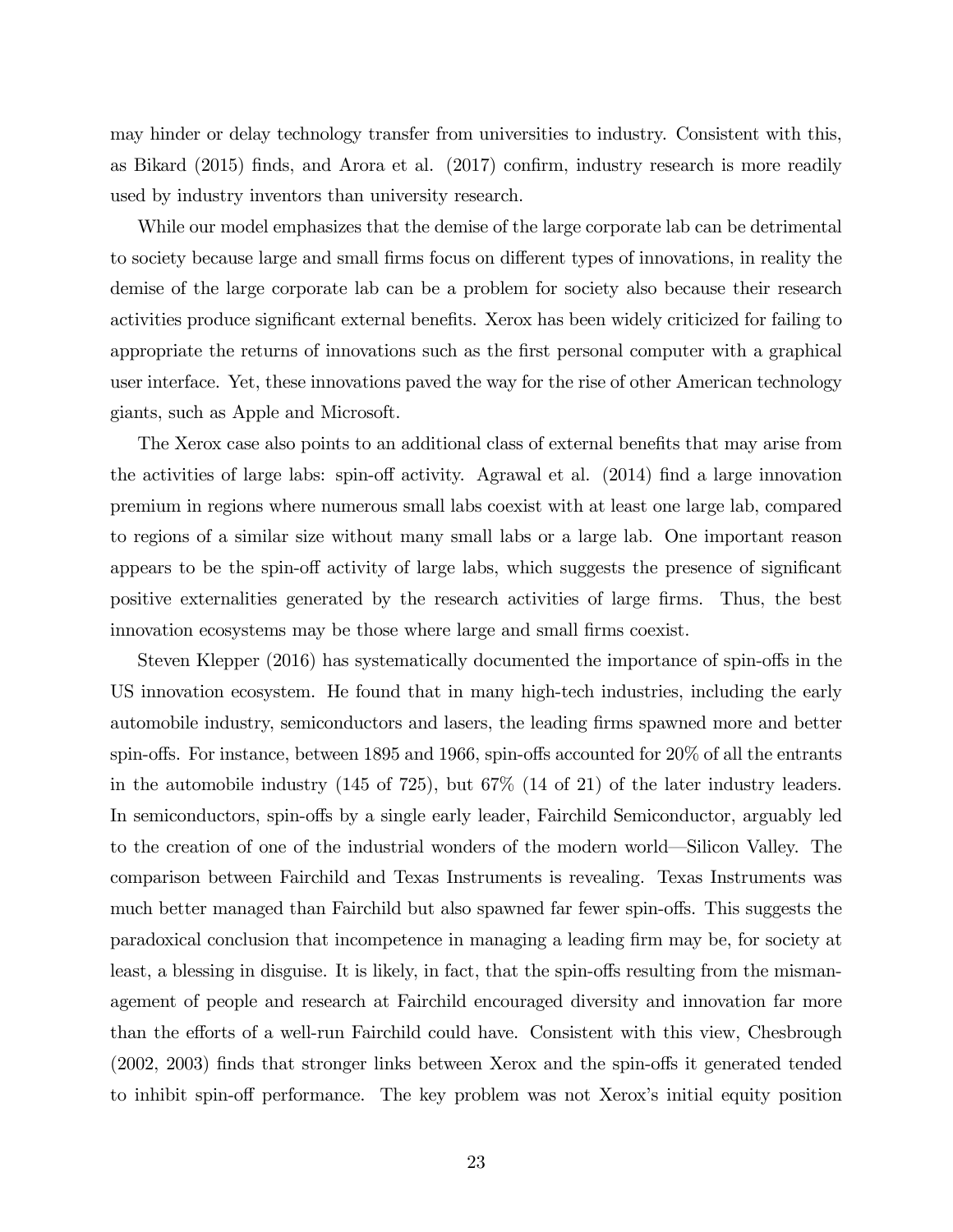may hinder or delay technology transfer from universities to industry. Consistent with this, as Bikard (2015) finds, and Arora et al. (2017) confirm, industry research is more readily used by industry inventors than university research.

While our model emphasizes that the demise of the large corporate lab can be detrimental to society because large and small firms focus on different types of innovations, in reality the demise of the large corporate lab can be a problem for society also because their research activities produce significant external benefits. Xerox has been widely criticized for failing to appropriate the returns of innovations such as the first personal computer with a graphical user interface. Yet, these innovations paved the way for the rise of other American technology giants, such as Apple and Microsoft.

The Xerox case also points to an additional class of external benefits that may arise from the activities of large labs: spin-off activity. Agrawal et al. (2014) find a large innovation premium in regions where numerous small labs coexist with at least one large lab, compared to regions of a similar size without many small labs or a large lab. One important reason appears to be the spin-off activity of large labs, which suggests the presence of significant positive externalities generated by the research activities of large firms. Thus, the best innovation ecosystems may be those where large and small firms coexist.

Steven Klepper (2016) has systematically documented the importance of spin-offs in the US innovation ecosystem. He found that in many high-tech industries, including the early automobile industry, semiconductors and lasers, the leading firms spawned more and better spin-offs. For instance, between 1895 and 1966, spin-offs accounted for 20% of all the entrants in the automobile industry (145 of 725), but 67% (14 of 21) of the later industry leaders. In semiconductors, spin-offs by a single early leader, Fairchild Semiconductor, arguably led to the creation of one of the industrial wonders of the modern world—Silicon Valley. The comparison between Fairchild and Texas Instruments is revealing. Texas Instruments was much better managed than Fairchild but also spawned far fewer spin-offs. This suggests the paradoxical conclusion that incompetence in managing a leading firm may be, for society at least, a blessing in disguise. It is likely, in fact, that the spin-offs resulting from the mismanagement of people and research at Fairchild encouraged diversity and innovation far more than the efforts of a well-run Fairchild could have. Consistent with this view, Chesbrough (2002, 2003) finds that stronger links between Xerox and the spin-offs it generated tended to inhibit spin-off performance. The key problem was not Xerox's initial equity position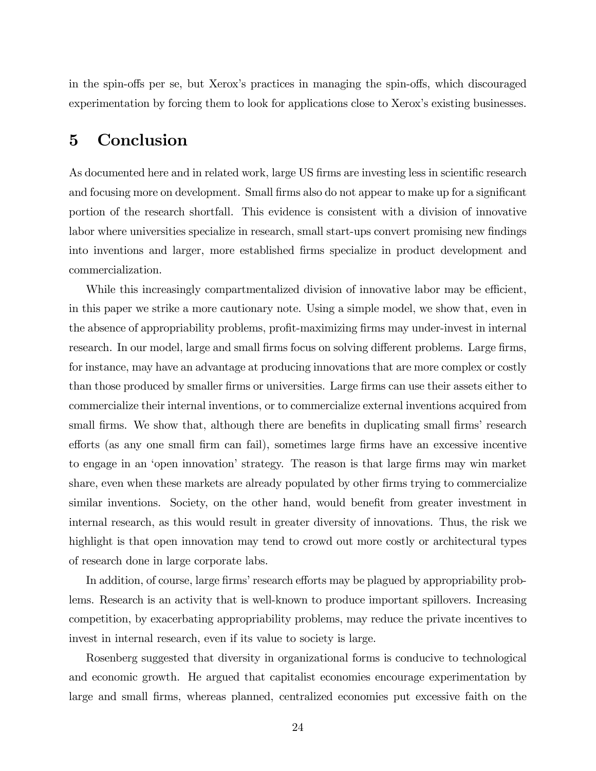in the spin-offs per se, but Xerox's practices in managing the spin-offs, which discouraged experimentation by forcing them to look for applications close to Xerox's existing businesses.

## 5 Conclusion

As documented here and in related work, large US firms are investing less in scientific research and focusing more on development. Small firms also do not appear to make up for a significant portion of the research shortfall. This evidence is consistent with a division of innovative labor where universities specialize in research, small start-ups convert promising new findings into inventions and larger, more established firms specialize in product development and commercialization.

While this increasingly compartmentalized division of innovative labor may be efficient, in this paper we strike a more cautionary note. Using a simple model, we show that, even in the absence of appropriability problems, profit-maximizing firms may under-invest in internal research. In our model, large and small firms focus on solving different problems. Large firms, for instance, may have an advantage at producing innovations that are more complex or costly than those produced by smaller firms or universities. Large firms can use their assets either to commercialize their internal inventions, or to commercialize external inventions acquired from small firms. We show that, although there are benefits in duplicating small firms' research efforts (as any one small firm can fail), sometimes large firms have an excessive incentive to engage in an 'open innovation' strategy. The reason is that large firms may win market share, even when these markets are already populated by other firms trying to commercialize similar inventions. Society, on the other hand, would benefit from greater investment in internal research, as this would result in greater diversity of innovations. Thus, the risk we highlight is that open innovation may tend to crowd out more costly or architectural types of research done in large corporate labs.

In addition, of course, large firms' research efforts may be plagued by appropriability problems. Research is an activity that is well-known to produce important spillovers. Increasing competition, by exacerbating appropriability problems, may reduce the private incentives to invest in internal research, even if its value to society is large.

Rosenberg suggested that diversity in organizational forms is conducive to technological and economic growth. He argued that capitalist economies encourage experimentation by large and small firms, whereas planned, centralized economies put excessive faith on the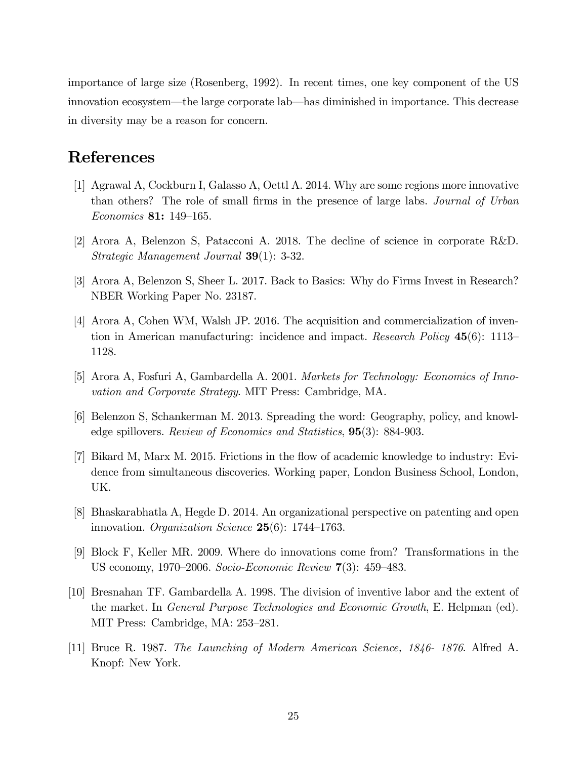importance of large size (Rosenberg, 1992). In recent times, one key component of the US innovation ecosystem—the large corporate lab—has diminished in importance. This decrease in diversity may be a reason for concern.

# References

[1] Agrawal A, Cockburn I, Galasso A, Oettl A. 2014. Why are some regions more innovative than others? The role of small firms in the presence of large labs. *Journal of Urban Economics* **81:** 149–165.

[2] Arora A, Belenzon S, Patacconi A. 2018. The decline of science in corporate R&D. *Strategic Management Journal* **39**(1): 3-32.

[3] Arora A, Belenzon S, Sheer L. 2017. Back to Basics: Why do Firms Invest in Research? NBER Working Paper No. 23187.

[4] Arora A, Cohen WM, Walsh JP. 2016. The acquisition and commercialization of invention in American manufacturing: incidence and impact. *Research Policy* **45**(6): 1113–1128.

[5] Arora A, Fosfuri A, Gambardella A. 2001. *Markets for Technology: Economics of Innovation and Corporate Strategy*. MIT Press: Cambridge, MA.

[6] Belenzon S, Schankerman M. 2013. Spreading the word: Geography, policy, and knowledge spillovers. *Review of Economics and Statistics*, **95**(3): 884-903.

[7] Bikard M, Marx M. 2015. Frictions in the flow of academic knowledge to industry: Evidence from simultaneous discoveries. Working paper, London Business School, London, UK.

[8] Bhaskarabhatla A, Hegde D. 2014. An organizational perspective on patenting and open innovation. *Organization Science* **25**(6): 1744–1763.

[9] Block F, Keller MR. 2009. Where do innovations come from? Transformations in the US economy, 1970–2006. *Socio-Economic Review* **7**(3): 459–483.

[10] Bresnahan TF. Gambardella A. 1998. The division of inventive labor and the extent of the market. In *General Purpose Technologies and Economic Growth*, E. Helpman (ed). MIT Press: Cambridge, MA: 253–281.

[11] Bruce R. 1987. *The Launching of Modern American Science, 1846- 1876*. Alfred A. Knopf: New York.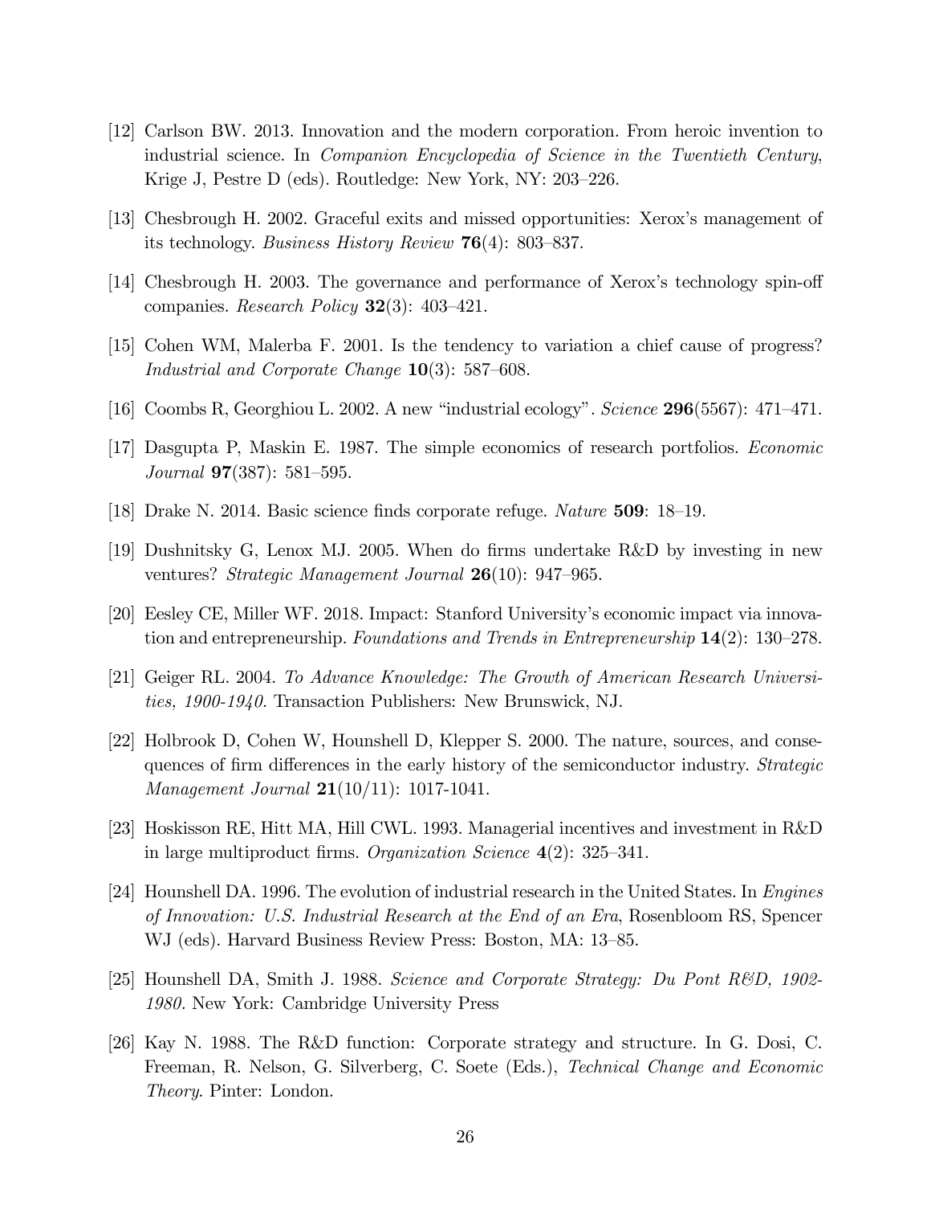[12] Carlson BW. 2013. Innovation and the modern corporation. From heroic invention to industrial science. In *Companion Encyclopedia of Science in the Twentieth Century*, Krige J, Pestre D (eds). Routledge: New York, NY: 203–226.

[13] Chesbrough H. 2002. Graceful exits and missed opportunities: Xerox's management of its technology. *Business History Review* **76**(4): 803–837.

[14] Chesbrough H. 2003. The governance and performance of Xerox's technology spin-off companies. *Research Policy* **32**(3): 403–421.

[15] Cohen WM, Malerba F. 2001. Is the tendency to variation a chief cause of progress? *Industrial and Corporate Change* **10**(3): 587–608.

[16] Coombs R, Georghiou L. 2002. A new "industrial ecology". *Science* **296**(5567): 471–471.

[17] Dasgupta P, Maskin E. 1987. The simple economics of research portfolios. *Economic Journal* **97**(387): 581–595.

[18] Drake N. 2014. Basic science finds corporate refuge. *Nature* **509**: 18–19.

[19] Dushnitsky G, Lenox MJ. 2005. When do firms undertake R&D by investing in new ventures? *Strategic Management Journal* **26**(10): 947–965.

[20] Eesley CE, Miller WF. 2018. Impact: Stanford University's economic impact via innovation and entrepreneurship. *Foundations and Trends in Entrepreneurship* **14**(2): 130–278.

[21] Geiger RL. 2004. *To Advance Knowledge: The Growth of American Research Universities, 1900-1940.* Transaction Publishers: New Brunswick, NJ.

[22] Holbrook D, Cohen W, Hounshell D, Klepper S. 2000. The nature, sources, and consequences of firm differences in the early history of the semiconductor industry. *Strategic Management Journal* **21**(10/11): 1017-1041.

[23] Hoskisson RE, Hitt MA, Hill CWL. 1993. Managerial incentives and investment in R&D in large multiproduct firms. *Organization Science* **4**(2): 325–341.

[24] Hounshell DA. 1996. The evolution of industrial research in the United States. In *Engines of Innovation: U.S. Industrial Research at the End of an Era*, Rosenbloom RS, Spencer WJ (eds). Harvard Business Review Press: Boston, MA: 13–85.

[25] Hounshell DA, Smith J. 1988. *Science and Corporate Strategy: Du Pont R&D, 1902-1980.* New York: Cambridge University Press

[26] Kay N. 1988. The R&D function: Corporate strategy and structure. In G. Dosi, C. Freeman, R. Nelson, G. Silverberg, C. Soete (Eds.), *Technical Change and Economic Theory.* Pinter: London.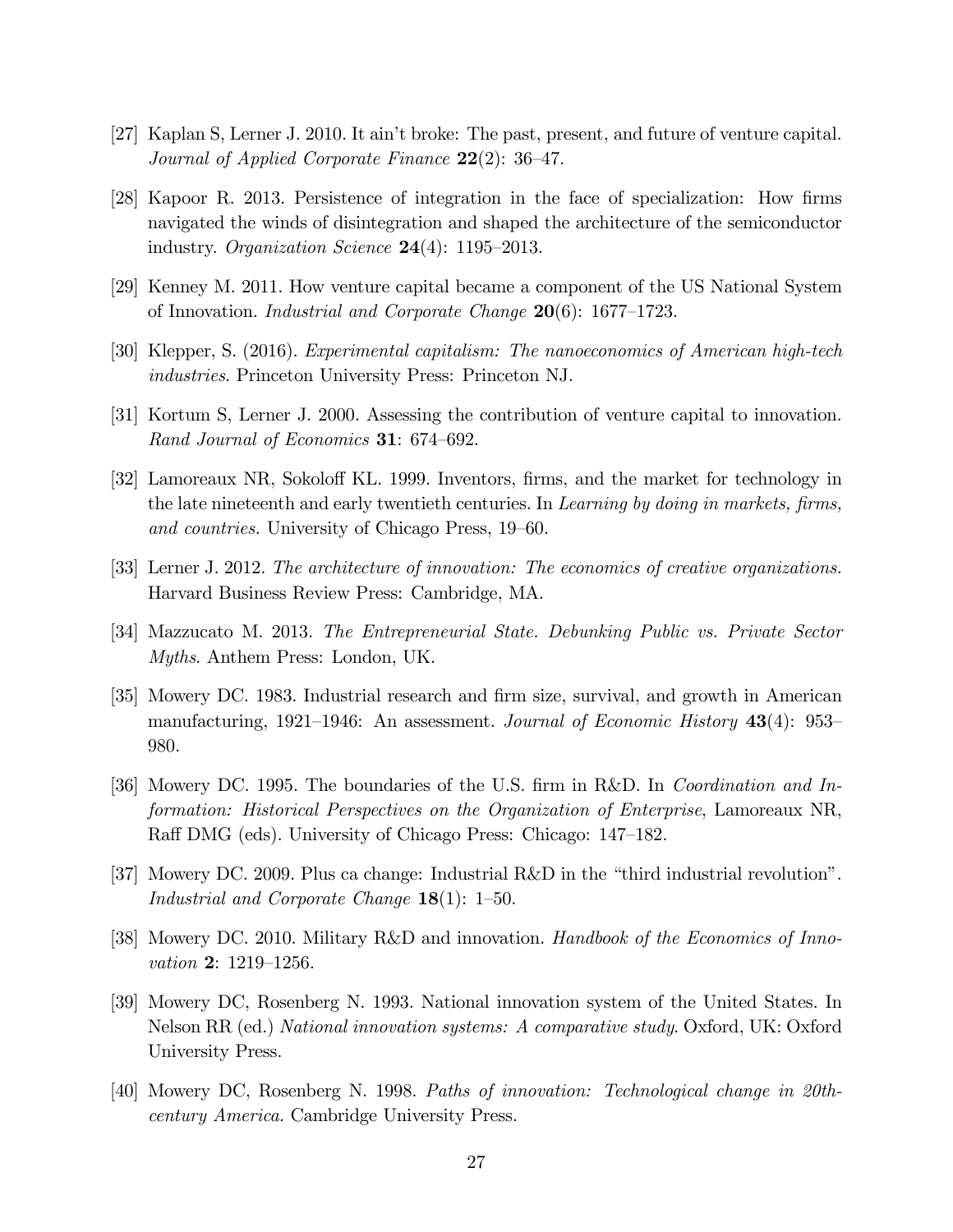[27] Kaplan S, Lerner J. 2010. It ain't broke: The past, present, and future of venture capital. *Journal of Applied Corporate Finance* **22**(2): 36–47.

[28] Kapoor R. 2013. Persistence of integration in the face of specialization: How firms navigated the winds of disintegration and shaped the architecture of the semiconductor industry. *Organization Science* **24**(4): 1195–2013.

[29] Kenney M. 2011. How venture capital became a component of the US National System of Innovation. *Industrial and Corporate Change* **20**(6): 1677–1723.

[30] Klepper, S. (2016). *Experimental capitalism: The nanoeconomics of American high-tech industries*. Princeton University Press: Princeton NJ.

[31] Kortum S, Lerner J. 2000. Assessing the contribution of venture capital to innovation. *Rand Journal of Economics* **31**: 674–692.

[32] Lamoreaux NR, Sokoloff KL. 1999. Inventors, firms, and the market for technology in the late nineteenth and early twentieth centuries. In *Learning by doing in markets, firms, and countries.* University of Chicago Press, 19–60.

[33] Lerner J. 2012. *The architecture of innovation: The economics of creative organizations.* Harvard Business Review Press: Cambridge, MA.

[34] Mazzucato M. 2013. *The Entrepreneurial State. Debunking Public vs. Private Sector Myths*. Anthem Press: London, UK.

[35] Mowery DC. 1983. Industrial research and firm size, survival, and growth in American manufacturing, 1921–1946: An assessment. *Journal of Economic History* **43**(4): 953–980.

[36] Mowery DC. 1995. The boundaries of the U.S. firm in R&D. In *Coordination and Information: Historical Perspectives on the Organization of Enterprise*, Lamoreaux NR, Raff DMG (eds). University of Chicago Press: Chicago: 147–182.

[37] Mowery DC. 2009. Plus ca change: Industrial R&D in the "third industrial revolution". *Industrial and Corporate Change* **18**(1): 1–50.

[38] Mowery DC. 2010. Military R&D and innovation. *Handbook of the Economics of Innovation* **2**: 1219–1256.

[39] Mowery DC, Rosenberg N. 1993. National innovation system of the United States. In Nelson RR (ed.) *National innovation systems: A comparative study.* Oxford, UK: Oxford University Press.

[40] Mowery DC, Rosenberg N. 1998. *Paths of innovation: Technological change in 20th-century America.* Cambridge University Press.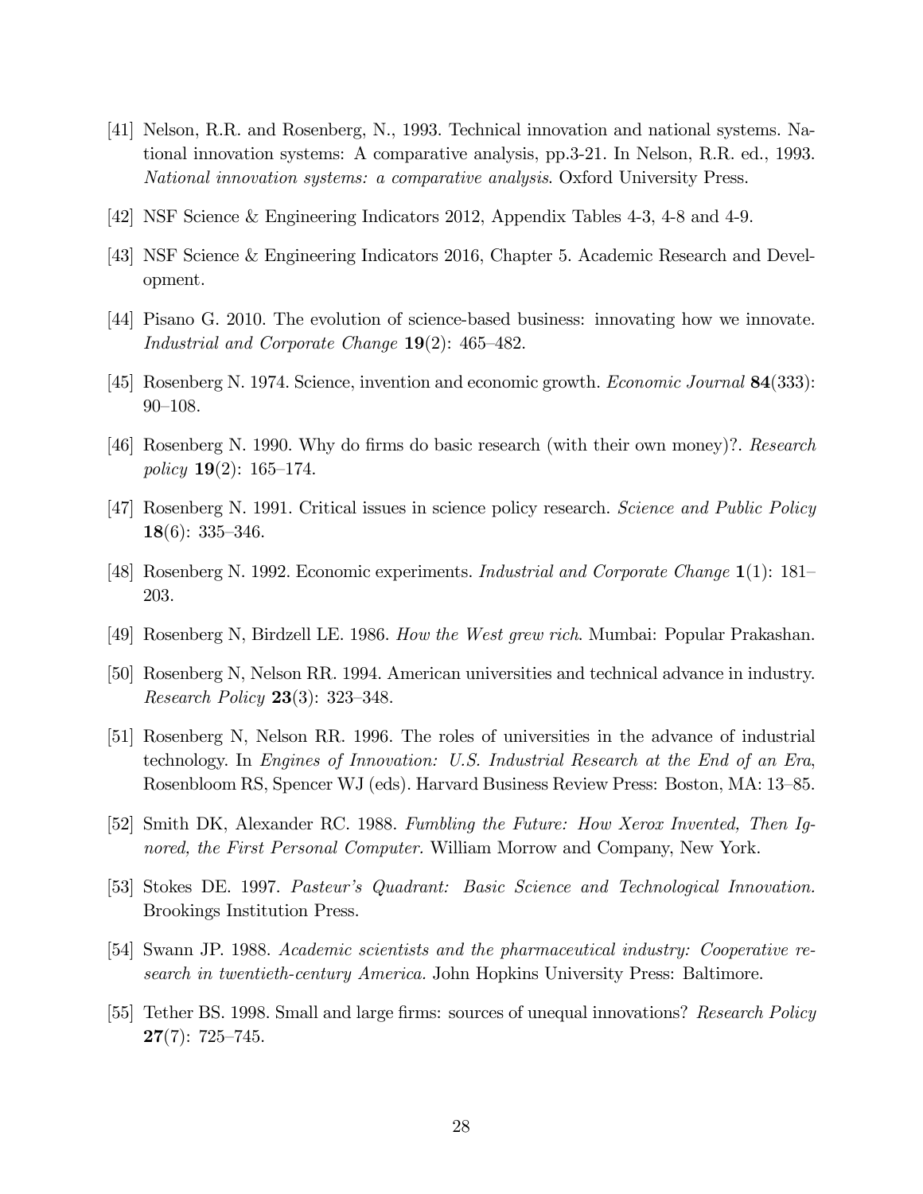[41] Nelson, R.R. and Rosenberg, N., 1993. Technical innovation and national systems. National innovation systems: A comparative analysis, pp.3-21. In Nelson, R.R. ed., 1993. *National innovation systems: a comparative analysis*. Oxford University Press.

[42] NSF Science & Engineering Indicators 2012, Appendix Tables 4-3, 4-8 and 4-9.

[43] NSF Science & Engineering Indicators 2016, Chapter 5. Academic Research and Development.

[44] Pisano G. 2010. The evolution of science-based business: innovating how we innovate. *Industrial and Corporate Change* **19**(2): 465–482.

[45] Rosenberg N. 1974. Science, invention and economic growth. *Economic Journal* **84**(333): 90–108.

[46] Rosenberg N. 1990. Why do firms do basic research (with their own money)?. *Research policy* **19**(2): 165–174.

[47] Rosenberg N. 1991. Critical issues in science policy research. *Science and Public Policy* **18**(6): 335–346.

[48] Rosenberg N. 1992. Economic experiments. *Industrial and Corporate Change* **1**(1): 181–203.

[49] Rosenberg N, Birdzell LE. 1986. *How the West grew rich*. Mumbai: Popular Prakashan.

[50] Rosenberg N, Nelson RR. 1994. American universities and technical advance in industry. *Research Policy* **23**(3): 323–348.

[51] Rosenberg N, Nelson RR. 1996. The roles of universities in the advance of industrial technology. In *Engines of Innovation: U.S. Industrial Research at the End of an Era*, Rosenbloom RS, Spencer WJ (eds). Harvard Business Review Press: Boston, MA: 13–85.

[52] Smith DK, Alexander RC. 1988. *Fumbling the Future: How Xerox Invented, Then Ignored, the First Personal Computer.* William Morrow and Company, New York.

[53] Stokes DE. 1997. *Pasteur's Quadrant: Basic Science and Technological Innovation.* Brookings Institution Press.

[54] Swann JP. 1988. *Academic scientists and the pharmaceutical industry: Cooperative research in twentieth-century America.* John Hopkins University Press: Baltimore.

[55] Tether BS. 1998. Small and large firms: sources of unequal innovations? *Research Policy* **27**(7): 725–745.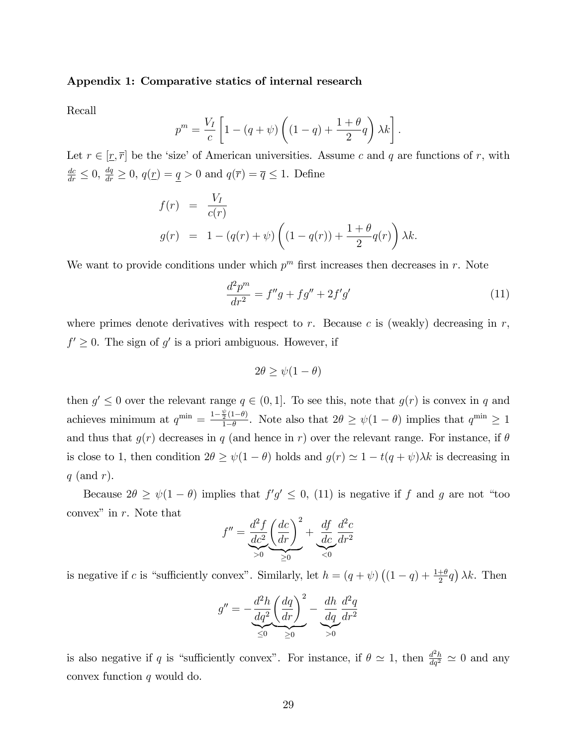**Appendix 1: Comparative statics of internal research**

Recall

$$p^m = \frac{V_I}{c}\left[1 - (q+\psi)\left((1-q) + \frac{1+\theta}{2}q\right)\lambda k\right].$$

Let $r \in [\underline{r}, \overline{r}]$ be the 'size' of American universities. Assume $c$ and $q$ are functions of $r$, with $\frac{dc}{dr} \leq 0$, $\frac{dq}{dr} \geq 0$, $q(\underline{r}) = \underline{q} > 0$ and $q(\overline{r}) = \overline{q} \leq 1$. Define

$$\begin{aligned} f(r) &= \frac{V_I}{c(r)} \\ g(r) &= 1 - (q(r)+\psi)\left((1-q(r)) + \frac{1+\theta}{2}q(r)\right)\lambda k. \end{aligned}$$

We want to provide conditions under which $p^m$ first increases then decreases in $r$. Note

$$\frac{d^2 p^m}{dr^2} = f''g + fg'' + 2f'g' \tag{11}$$

where primes denote derivatives with respect to $r$. Because $c$ is (weakly) decreasing in $r$, $f' \geq 0$. The sign of $g'$ is a priori ambiguous. However, if

$$2\theta \geq \psi(1-\theta)$$

then $g' \leq 0$ over the relevant range $q \in (0,1]$. To see this, note that $g(r)$ is convex in $q$ and achieves minimum at $q^{\min} = \frac{1-\frac{\psi}{2}(1-\theta)}{1-\theta}$. Note also that $2\theta \geq \psi(1-\theta)$ implies that $q^{\min} \geq 1$ and thus that $g(r)$ decreases in $q$ (and hence in $r$) over the relevant range. For instance, if $\theta$ is close to 1, then condition $2\theta \geq \psi(1-\theta)$ holds and $g(r) \simeq 1 - t(q+\psi)\lambda k$ is decreasing in $q$ (and $r$).

Because $2\theta \geq \psi(1-\theta)$ implies that $f'g' \leq 0$, (11) is negative if $f$ and $g$ are not "too convex" in $r$. Note that

$$f'' = \underbrace{\frac{d^2 f}{dc^2}}_{>0}\underbrace{\left(\frac{dc}{dr}\right)^2}_{\geq 0} + \underbrace{\frac{df}{dc}}_{<0}\frac{d^2 c}{dr^2}$$

is negative if $c$ is "sufficiently convex". Similarly, let $h = (q+\psi)\left((1-q) + \frac{1+\theta}{2}q\right)\lambda k$. Then

$$g'' = -\underbrace{\frac{d^2 h}{dq^2}}_{\leq 0}\underbrace{\left(\frac{dq}{dr}\right)^2}_{\geq 0} - \underbrace{\frac{dh}{dq}}_{>0}\frac{d^2 q}{dr^2}$$

is also negative if $q$ is "sufficiently convex". For instance, if $\theta \simeq 1$, then $\frac{d^2 h}{dq^2} \simeq 0$ and any convex function $q$ would do.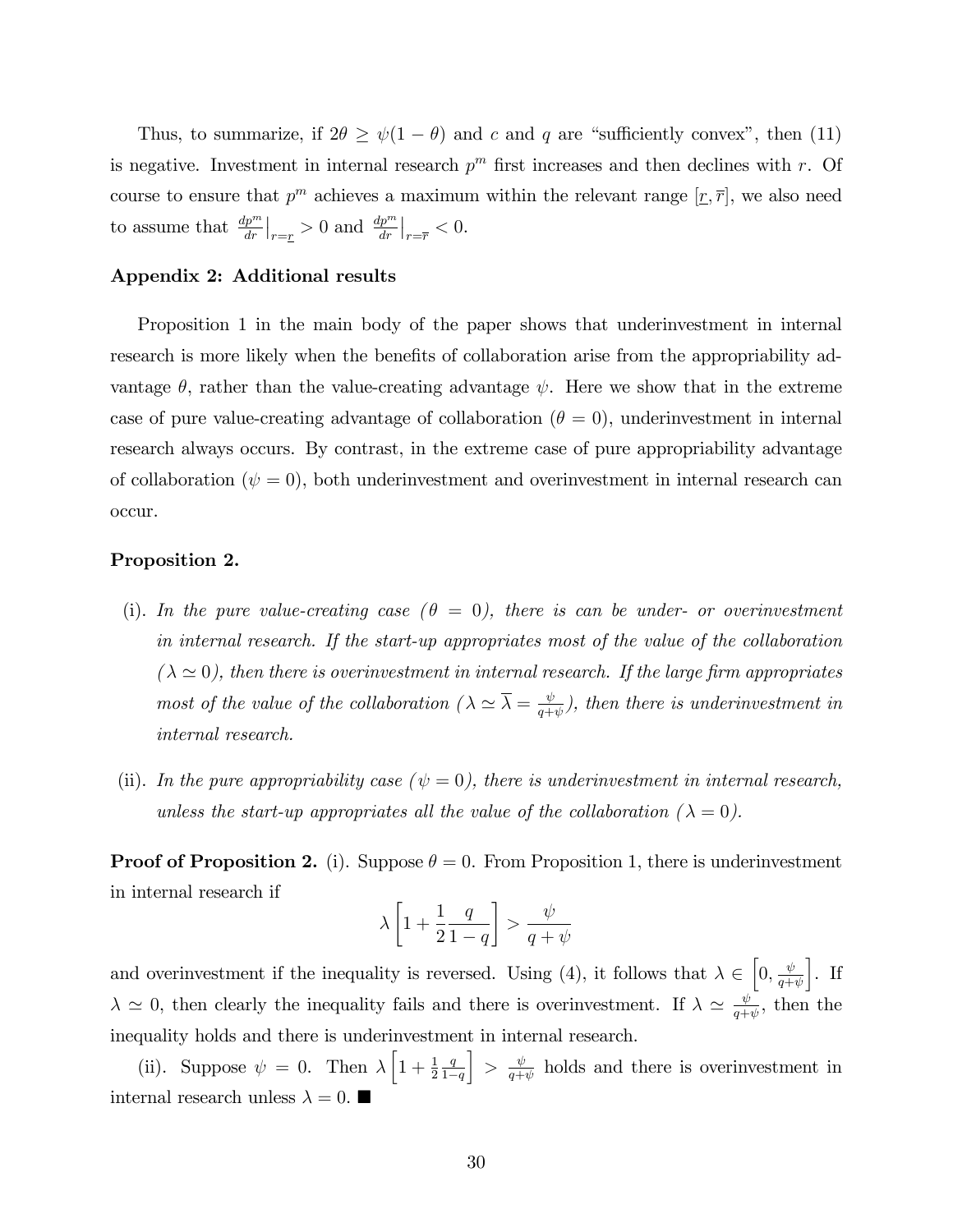Thus, to summarize, if $2\theta \geq \psi(1-\theta)$ and $c$ and $q$ are "sufficiently convex", then (11) is negative. Investment in internal research $p^m$ first increases and then declines with $r$. Of course to ensure that $p^m$ achieves a maximum within the relevant range $[\underline{r}, \overline{r}]$, we also need to assume that $\frac{dp^m}{dr}\big|_{r=\underline{r}} > 0$ and $\frac{dp^m}{dr}\big|_{r=\overline{r}} < 0$.

**Appendix 2: Additional results**

Proposition 1 in the main body of the paper shows that underinvestment in internal research is more likely when the benefits of collaboration arise from the appropriability advantage $\theta$, rather than the value-creating advantage $\psi$. Here we show that in the extreme case of pure value-creating advantage of collaboration ($\theta = 0$), underinvestment in internal research always occurs. By contrast, in the extreme case of pure appropriability advantage of collaboration ($\psi = 0$), both underinvestment and overinvestment in internal research can occur.

**Proposition 2.**

(i). *In the pure value-creating case ($\theta = 0$), there is can be under- or overinvestment in internal research. If the start-up appropriates most of the value of the collaboration ($\lambda \simeq 0$), then there is overinvestment in internal research. If the large firm appropriates most of the value of the collaboration ($\lambda \simeq \overline{\lambda} = \frac{\psi}{q+\psi}$), then there is underinvestment in internal research.*

(ii). *In the pure appropriability case ($\psi = 0$), there is underinvestment in internal research, unless the start-up appropriates all the value of the collaboration ($\lambda = 0$).*

**Proof of Proposition 2.** (i). Suppose $\theta = 0$. From Proposition 1, there is underinvestment in internal research if

$$\lambda \left[ 1 + \frac{1}{2} \frac{q}{1-q} \right] > \frac{\psi}{q+\psi}$$

and overinvestment if the inequality is reversed. Using (4), it follows that $\lambda \in \left[0, \frac{\psi}{q+\psi}\right]$. If $\lambda \simeq 0$, then clearly the inequality fails and there is overinvestment. If $\lambda \simeq \frac{\psi}{q+\psi}$, then the inequality holds and there is underinvestment in internal research.

(ii). Suppose $\psi = 0$. Then $\lambda \left[ 1 + \frac{1}{2} \frac{q}{1-q} \right] > \frac{\psi}{q+\psi}$ holds and there is overinvestment in internal research unless $\lambda = 0$. ■